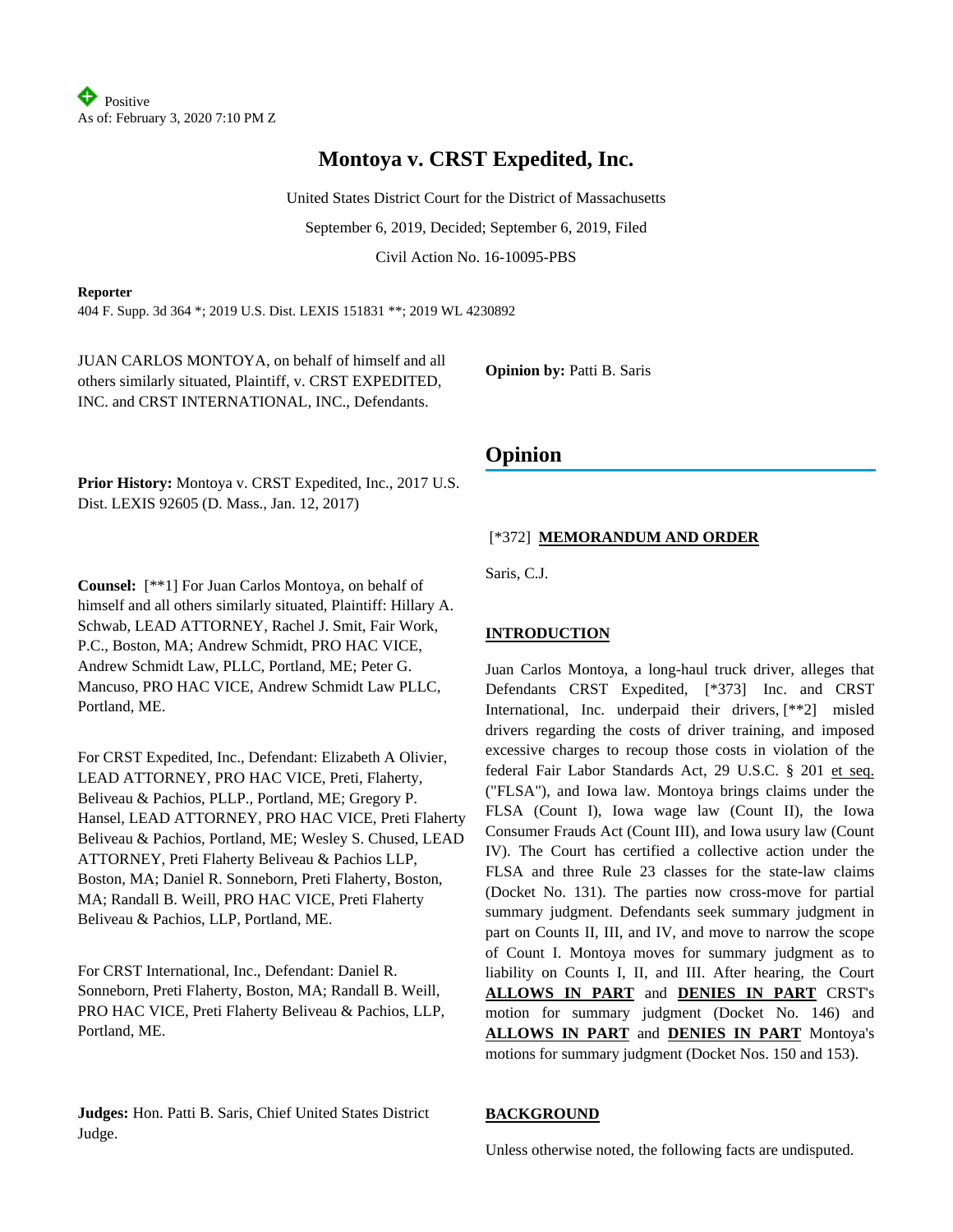Positive
As of: February 3, 2020 7:10 PM Z

# Montoya v. CRST Expedited, Inc.

United States District Court for the District of Massachusetts

September 6, 2019, Decided; September 6, 2019, Filed

Civil Action No. 16-10095-PBS

**Reporter**

404 F. Supp. 3d 364 *; 2019 U.S. Dist. LEXIS 151831 **; 2019 WL 4230892

JUAN CARLOS MONTOYA, on behalf of himself and all others similarly situated, Plaintiff, v. CRST EXPEDITED, INC. and CRST INTERNATIONAL, INC., Defendants.

**Prior History:** Montoya v. CRST Expedited, Inc., 2017 U.S. Dist. LEXIS 92605 (D. Mass., Jan. 12, 2017)

**Counsel:** [**1] For Juan Carlos Montoya, on behalf of himself and all others similarly situated, Plaintiff: Hillary A. Schwab, LEAD ATTORNEY, Rachel J. Smit, Fair Work, P.C., Boston, MA; Andrew Schmidt, PRO HAC VICE, Andrew Schmidt Law, PLLC, Portland, ME; Peter G. Mancuso, PRO HAC VICE, Andrew Schmidt Law PLLC, Portland, ME.

For CRST Expedited, Inc., Defendant: Elizabeth A Olivier, LEAD ATTORNEY, PRO HAC VICE, Preti, Flaherty, Beliveau & Pachios, PLLP., Portland, ME; Gregory P. Hansel, LEAD ATTORNEY, PRO HAC VICE, Preti Flaherty Beliveau & Pachios, Portland, ME; Wesley S. Chused, LEAD ATTORNEY, Preti Flaherty Beliveau & Pachios LLP, Boston, MA; Daniel R. Sonneborn, Preti Flaherty, Boston, MA; Randall B. Weill, PRO HAC VICE, Preti Flaherty Beliveau & Pachios, LLP, Portland, ME.

For CRST International, Inc., Defendant: Daniel R. Sonneborn, Preti Flaherty, Boston, MA; Randall B. Weill, PRO HAC VICE, Preti Flaherty Beliveau & Pachios, LLP, Portland, ME.

**Judges:** Hon. Patti B. Saris, Chief United States District Judge.

**Opinion by:** Patti B. Saris

## Opinion

[*372] **MEMORANDUM AND ORDER**

Saris, C.J.

**INTRODUCTION**

Juan Carlos Montoya, a long-haul truck driver, alleges that Defendants CRST Expedited, [*373] Inc. and CRST International, Inc. underpaid their drivers, [**2] misled drivers regarding the costs of driver training, and imposed excessive charges to recoup those costs in violation of the federal Fair Labor Standards Act, 29 U.S.C. § 201 et seq. ("FLSA"), and Iowa law. Montoya brings claims under the FLSA (Count I), Iowa wage law (Count II), the Iowa Consumer Frauds Act (Count III), and Iowa usury law (Count IV). The Court has certified a collective action under the FLSA and three Rule 23 classes for the state-law claims (Docket No. 131). The parties now cross-move for partial summary judgment. Defendants seek summary judgment in part on Counts II, III, and IV, and move to narrow the scope of Count I. Montoya moves for summary judgment as to liability on Counts I, II, and III. After hearing, the Court **ALLOWS IN PART** and **DENIES IN PART** CRST's motion for summary judgment (Docket No. 146) and **ALLOWS IN PART** and **DENIES IN PART** Montoya's motions for summary judgment (Docket Nos. 150 and 153).

**BACKGROUND**

Unless otherwise noted, the following facts are undisputed.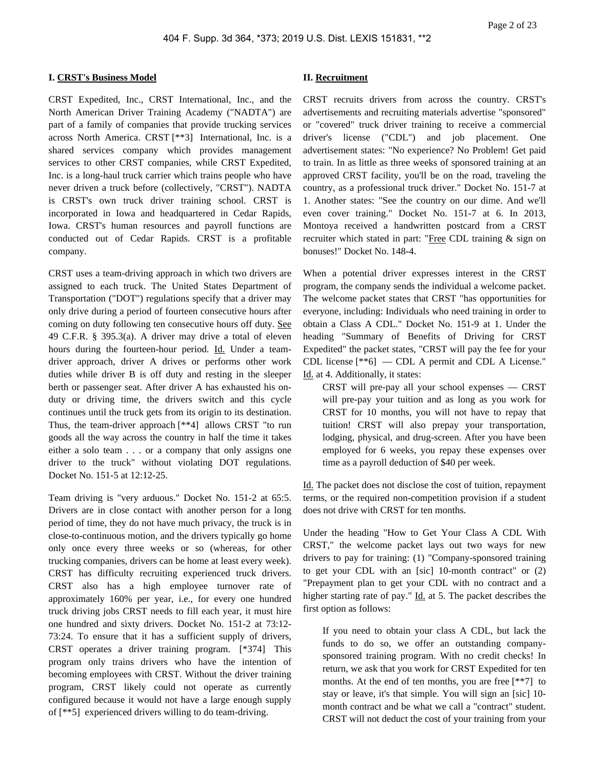### I. CRST's Business Model

CRST Expedited, Inc., CRST International, Inc., and the North American Driver Training Academy ("NADTA") are part of a family of companies that provide trucking services across North America. CRST [**3] International, Inc. is a shared services company which provides management services to other CRST companies, while CRST Expedited, Inc. is a long-haul truck carrier which trains people who have never driven a truck before (collectively, "CRST"). NADTA is CRST's own truck driver training school. CRST is incorporated in Iowa and headquartered in Cedar Rapids, Iowa. CRST's human resources and payroll functions are conducted out of Cedar Rapids. CRST is a profitable company.

CRST uses a team-driving approach in which two drivers are assigned to each truck. The United States Department of Transportation ("DOT") regulations specify that a driver may only drive during a period of fourteen consecutive hours after coming on duty following ten consecutive hours off duty. See 49 C.F.R. § 395.3(a). A driver may drive a total of eleven hours during the fourteen-hour period. Id. Under a team-driver approach, driver A drives or performs other work duties while driver B is off duty and resting in the sleeper berth or passenger seat. After driver A has exhausted his on-duty or driving time, the drivers switch and this cycle continues until the truck gets from its origin to its destination. Thus, the team-driver approach [**4] allows CRST "to run goods all the way across the country in half the time it takes either a solo team . . . or a company that only assigns one driver to the truck" without violating DOT regulations. Docket No. 151-5 at 12:12-25.

Team driving is "very arduous." Docket No. 151-2 at 65:5. Drivers are in close contact with another person for a long period of time, they do not have much privacy, the truck is in close-to-continuous motion, and the drivers typically go home only once every three weeks or so (whereas, for other trucking companies, drivers can be home at least every week). CRST has difficulty recruiting experienced truck drivers. CRST also has a high employee turnover rate of approximately 160% per year, i.e., for every one hundred truck driving jobs CRST needs to fill each year, it must hire one hundred and sixty drivers. Docket No. 151-2 at 73:12-73:24. To ensure that it has a sufficient supply of drivers, CRST operates a driver training program. [*374] This program only trains drivers who have the intention of becoming employees with CRST. Without the driver training program, CRST likely could not operate as currently configured because it would not have a large enough supply of [**5] experienced drivers willing to do team-driving.

### II. Recruitment

CRST recruits drivers from across the country. CRST's advertisements and recruiting materials advertise "sponsored" or "covered" truck driver training to receive a commercial driver's license ("CDL") and job placement. One advertisement states: "No experience? No Problem! Get paid to train. In as little as three weeks of sponsored training at an approved CRST facility, you'll be on the road, traveling the country, as a professional truck driver." Docket No. 151-7 at 1. Another states: "See the country on our dime. And we'll even cover training." Docket No. 151-7 at 6. In 2013, Montoya received a handwritten postcard from a CRST recruiter which stated in part: "Free CDL training & sign on bonuses!" Docket No. 148-4.

When a potential driver expresses interest in the CRST program, the company sends the individual a welcome packet. The welcome packet states that CRST "has opportunities for everyone, including: Individuals who need training in order to obtain a Class A CDL." Docket No. 151-9 at 1. Under the heading "Summary of Benefits of Driving for CRST Expedited" the packet states, "CRST will pay the fee for your CDL license [**6] — CDL A permit and CDL A License." Id. at 4. Additionally, it states:

> CRST will pre-pay all your school expenses — CRST will pre-pay your tuition and as long as you work for CRST for 10 months, you will not have to repay that tuition! CRST will also prepay your transportation, lodging, physical, and drug-screen. After you have been employed for 6 weeks, you repay these expenses over time as a payroll deduction of $40 per week.

Id. The packet does not disclose the cost of tuition, repayment terms, or the required non-competition provision if a student does not drive with CRST for ten months.

Under the heading "How to Get Your Class A CDL With CRST," the welcome packet lays out two ways for new drivers to pay for training: (1) "Company-sponsored training to get your CDL with an [sic] 10-month contract" or (2) "Prepayment plan to get your CDL with no contract and a higher starting rate of pay." Id. at 5. The packet describes the first option as follows:

> If you need to obtain your class A CDL, but lack the funds to do so, we offer an outstanding company-sponsored training program. With no credit checks! In return, we ask that you work for CRST Expedited for ten months. At the end of ten months, you are free [**7] to stay or leave, it's that simple. You will sign an [sic] 10-month contract and be what we call a "contract" student. CRST will not deduct the cost of your training from your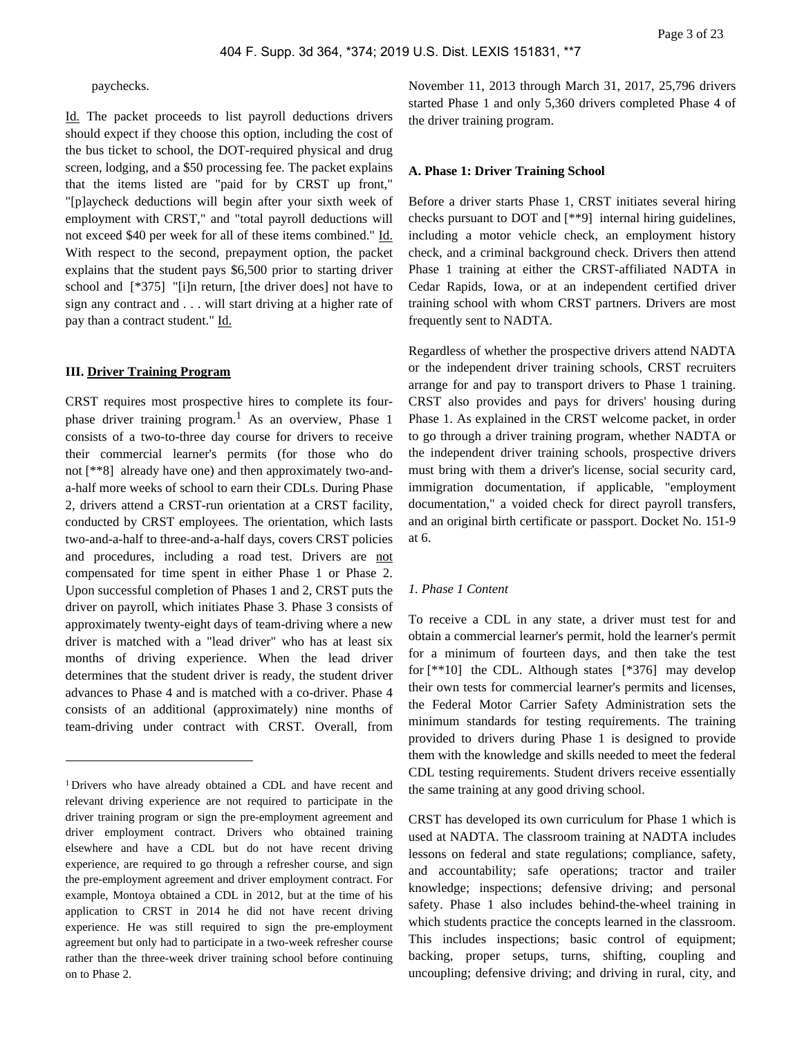paychecks.

Id. The packet proceeds to list payroll deductions drivers should expect if they choose this option, including the cost of the bus ticket to school, the DOT-required physical and drug screen, lodging, and a $50 processing fee. The packet explains that the items listed are "paid for by CRST up front," "[p]aycheck deductions will begin after your sixth week of employment with CRST," and "total payroll deductions will not exceed $40 per week for all of these items combined." Id. With respect to the second, prepayment option, the packet explains that the student pays $6,500 prior to starting driver school and [*375] "[i]n return, [the driver does] not have to sign any contract and . . . will start driving at a higher rate of pay than a contract student." Id.

### III. Driver Training Program

CRST requires most prospective hires to complete its four-phase driver training program.[1] As an overview, Phase 1 consists of a two-to-three day course for drivers to receive their commercial learner's permits (for those who do not [**8] already have one) and then approximately two-and-a-half more weeks of school to earn their CDLs. During Phase 2, drivers attend a CRST-run orientation at a CRST facility, conducted by CRST employees. The orientation, which lasts two-and-a-half to three-and-a-half days, covers CRST policies and procedures, including a road test. Drivers are not compensated for time spent in either Phase 1 or Phase 2. Upon successful completion of Phases 1 and 2, CRST puts the driver on payroll, which initiates Phase 3. Phase 3 consists of approximately twenty-eight days of team-driving where a new driver is matched with a "lead driver" who has at least six months of driving experience. When the lead driver determines that the student driver is ready, the student driver advances to Phase 4 and is matched with a co-driver. Phase 4 consists of an additional (approximately) nine months of team-driving under contract with CRST. Overall, from November 11, 2013 through March 31, 2017, 25,796 drivers started Phase 1 and only 5,360 drivers completed Phase 4 of the driver training program.

#### A. Phase 1: Driver Training School

Before a driver starts Phase 1, CRST initiates several hiring checks pursuant to DOT and [**9] internal hiring guidelines, including a motor vehicle check, an employment history check, and a criminal background check. Drivers then attend Phase 1 training at either the CRST-affiliated NADTA in Cedar Rapids, Iowa, or at an independent certified driver training school with whom CRST partners. Drivers are most frequently sent to NADTA.

Regardless of whether the prospective drivers attend NADTA or the independent driver training schools, CRST recruiters arrange for and pay to transport drivers to Phase 1 training. CRST also provides and pays for drivers' housing during Phase 1. As explained in the CRST welcome packet, in order to go through a driver training program, whether NADTA or the independent driver training schools, prospective drivers must bring with them a driver's license, social security card, immigration documentation, if applicable, "employment documentation," a voided check for direct payroll transfers, and an original birth certificate or passport. Docket No. 151-9 at 6.

*1. Phase 1 Content*

To receive a CDL in any state, a driver must test for and obtain a commercial learner's permit, hold the learner's permit for a minimum of fourteen days, and then take the test for [**10] the CDL. Although states [*376] may develop their own tests for commercial learner's permits and licenses, the Federal Motor Carrier Safety Administration sets the minimum standards for testing requirements. The training provided to drivers during Phase 1 is designed to provide them with the knowledge and skills needed to meet the federal CDL testing requirements. Student drivers receive essentially the same training at any good driving school.

CRST has developed its own curriculum for Phase 1 which is used at NADTA. The classroom training at NADTA includes lessons on federal and state regulations; compliance, safety, and accountability; safe operations; tractor and trailer knowledge; inspections; defensive driving; and personal safety. Phase 1 also includes behind-the-wheel training in which students practice the concepts learned in the classroom. This includes inspections; basic control of equipment; backing, proper setups, turns, shifting, coupling and uncoupling; defensive driving; and driving in rural, city, and

---

[1] Drivers who have already obtained a CDL and have recent and relevant driving experience are not required to participate in the driver training program or sign the pre-employment agreement and driver employment contract. Drivers who obtained training elsewhere and have a CDL but do not have recent driving experience, are required to go through a refresher course, and sign the pre-employment agreement and driver employment contract. For example, Montoya obtained a CDL in 2012, but at the time of his application to CRST in 2014 he did not have recent driving experience. He was still required to sign the pre-employment agreement but only had to participate in a two-week refresher course rather than the three-week driver training school before continuing on to Phase 2.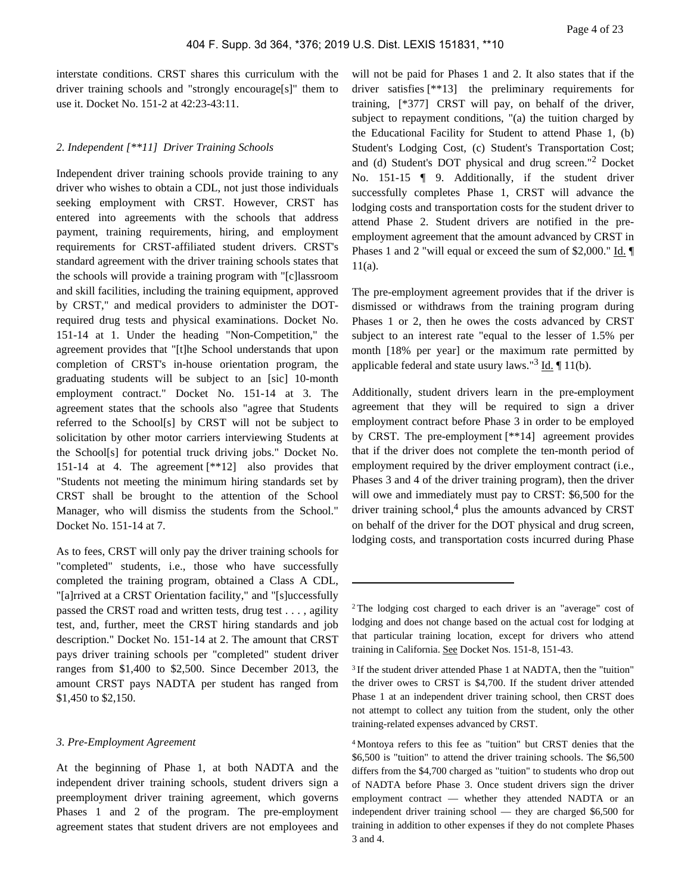interstate conditions. CRST shares this curriculum with the driver training schools and "strongly encourage[s]" them to use it. Docket No. 151-2 at 42:23-43:11.

### *2. Independent [**11] Driver Training Schools*

Independent driver training schools provide training to any driver who wishes to obtain a CDL, not just those individuals seeking employment with CRST. However, CRST has entered into agreements with the schools that address payment, training requirements, hiring, and employment requirements for CRST-affiliated student drivers. CRST's standard agreement with the driver training schools states that the schools will provide a training program with "[c]lassroom and skill facilities, including the training equipment, approved by CRST," and medical providers to administer the DOT-required drug tests and physical examinations. Docket No. 151-14 at 1. Under the heading "Non-Competition," the agreement provides that "[t]he School understands that upon completion of CRST's in-house orientation program, the graduating students will be subject to an [sic] 10-month employment contract." Docket No. 151-14 at 3. The agreement states that the schools also "agree that Students referred to the School[s] by CRST will not be subject to solicitation by other motor carriers interviewing Students at the School[s] for potential truck driving jobs." Docket No. 151-14 at 4. The agreement [**12] also provides that "Students not meeting the minimum hiring standards set by CRST shall be brought to the attention of the School Manager, who will dismiss the students from the School." Docket No. 151-14 at 7.

As to fees, CRST will only pay the driver training schools for "completed" students, i.e., those who have successfully completed the training program, obtained a Class A CDL, "[a]rrived at a CRST Orientation facility," and "[s]uccessfully passed the CRST road and written tests, drug test . . . , agility test, and, further, meet the CRST hiring standards and job description." Docket No. 151-14 at 2. The amount that CRST pays driver training schools per "completed" student driver ranges from $1,400 to $2,500. Since December 2013, the amount CRST pays NADTA per student has ranged from $1,450 to $2,150.

### *3. Pre-Employment Agreement*

At the beginning of Phase 1, at both NADTA and the independent driver training schools, student drivers sign a preemployment driver training agreement, which governs Phases 1 and 2 of the program. The pre-employment agreement states that student drivers are not employees and will not be paid for Phases 1 and 2. It also states that if the driver satisfies [**13] the preliminary requirements for training, [*377] CRST will pay, on behalf of the driver, subject to repayment conditions, "(a) the tuition charged by the Educational Facility for Student to attend Phase 1, (b) Student's Lodging Cost, (c) Student's Transportation Cost; and (d) Student's DOT physical and drug screen."[2] Docket No. 151-15 ¶ 9. Additionally, if the student driver successfully completes Phase 1, CRST will advance the lodging costs and transportation costs for the student driver to attend Phase 2. Student drivers are notified in the pre-employment agreement that the amount advanced by CRST in Phases 1 and 2 "will equal or exceed the sum of $2,000." Id. ¶ 11(a).

The pre-employment agreement provides that if the driver is dismissed or withdraws from the training program during Phases 1 or 2, then he owes the costs advanced by CRST subject to an interest rate "equal to the lesser of 1.5% per month [18% per year] or the maximum rate permitted by applicable federal and state usury laws."[3] Id. ¶ 11(b).

Additionally, student drivers learn in the pre-employment agreement that they will be required to sign a driver employment contract before Phase 3 in order to be employed by CRST. The pre-employment [**14] agreement provides that if the driver does not complete the ten-month period of employment required by the driver employment contract (i.e., Phases 3 and 4 of the driver training program), then the driver will owe and immediately must pay to CRST: $6,500 for the driver training school,[4] plus the amounts advanced by CRST on behalf of the driver for the DOT physical and drug screen, lodging costs, and transportation costs incurred during Phase

---

[2] The lodging cost charged to each driver is an "average" cost of lodging and does not change based on the actual cost for lodging at that particular training location, except for drivers who attend training in California. See Docket Nos. 151-8, 151-43.

[3] If the student driver attended Phase 1 at NADTA, then the "tuition" the driver owes to CRST is $4,700. If the student driver attended Phase 1 at an independent driver training school, then CRST does not attempt to collect any tuition from the student, only the other training-related expenses advanced by CRST.

[4] Montoya refers to this fee as "tuition" but CRST denies that the $6,500 is "tuition" to attend the driver training schools. The $6,500 differs from the $4,700 charged as "tuition" to students who drop out of NADTA before Phase 3. Once student drivers sign the driver employment contract — whether they attended NADTA or an independent driver training school — they are charged $6,500 for training in addition to other expenses if they do not complete Phases 3 and 4.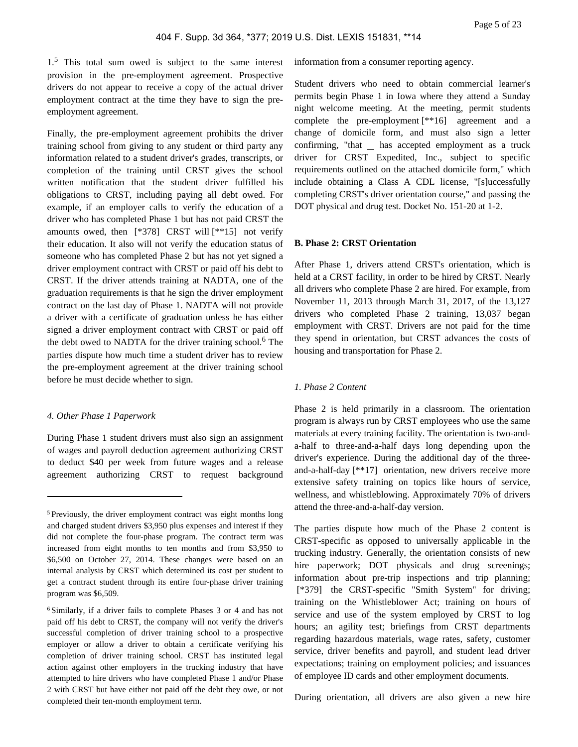1.[5] This total sum owed is subject to the same interest provision in the pre-employment agreement. Prospective drivers do not appear to receive a copy of the actual driver employment contract at the time they have to sign the pre-employment agreement.

Finally, the pre-employment agreement prohibits the driver training school from giving to any student or third party any information related to a student driver's grades, transcripts, or completion of the training until CRST gives the school written notification that the student driver fulfilled his obligations to CRST, including paying all debt owed. For example, if an employer calls to verify the education of a driver who has completed Phase 1 but has not paid CRST the amounts owed, then [*378] CRST will [**15] not verify their education. It also will not verify the education status of someone who has completed Phase 2 but has not yet signed a driver employment contract with CRST or paid off his debt to CRST. If the driver attends training at NADTA, one of the graduation requirements is that he sign the driver employment contract on the last day of Phase 1. NADTA will not provide a driver with a certificate of graduation unless he has either signed a driver employment contract with CRST or paid off the debt owed to NADTA for the driver training school.[6] The parties dispute how much time a student driver has to review the pre-employment agreement at the driver training school before he must decide whether to sign.

#### *4. Other Phase 1 Paperwork*

During Phase 1 student drivers must also sign an assignment of wages and payroll deduction agreement authorizing CRST to deduct $40 per week from future wages and a release agreement authorizing CRST to request background information from a consumer reporting agency.

Student drivers who need to obtain commercial learner's permits begin Phase 1 in Iowa where they attend a Sunday night welcome meeting. At the meeting, permit students complete the pre-employment [**16] agreement and a change of domicile form, and must also sign a letter confirming, "that __ has accepted employment as a truck driver for CRST Expedited, Inc., subject to specific requirements outlined on the attached domicile form," which include obtaining a Class A CDL license, "[s]uccessfully completing CRST's driver orientation course," and passing the DOT physical and drug test. Docket No. 151-20 at 1-2.

### B. Phase 2: CRST Orientation

After Phase 1, drivers attend CRST's orientation, which is held at a CRST facility, in order to be hired by CRST. Nearly all drivers who complete Phase 2 are hired. For example, from November 11, 2013 through March 31, 2017, of the 13,127 drivers who completed Phase 2 training, 13,037 began employment with CRST. Drivers are not paid for the time they spend in orientation, but CRST advances the costs of housing and transportation for Phase 2.

#### *1. Phase 2 Content*

Phase 2 is held primarily in a classroom. The orientation program is always run by CRST employees who use the same materials at every training facility. The orientation is two-and-a-half to three-and-a-half days long depending upon the driver's experience. During the additional day of the three-and-a-half-day [**17] orientation, new drivers receive more extensive safety training on topics like hours of service, wellness, and whistleblowing. Approximately 70% of drivers attend the three-and-a-half-day version.

The parties dispute how much of the Phase 2 content is CRST-specific as opposed to universally applicable in the trucking industry. Generally, the orientation consists of new hire paperwork; DOT physicals and drug screenings; information about pre-trip inspections and trip planning; [*379] the CRST-specific "Smith System" for driving; training on the Whistleblower Act; training on hours of service and use of the system employed by CRST to log hours; an agility test; briefings from CRST departments regarding hazardous materials, wage rates, safety, customer service, driver benefits and payroll, and student lead driver expectations; training on employment policies; and issuances of employee ID cards and other employment documents.

During orientation, all drivers are also given a new hire

---

[5] Previously, the driver employment contract was eight months long and charged student drivers $3,950 plus expenses and interest if they did not complete the four-phase program. The contract term was increased from eight months to ten months and from $3,950 to $6,500 on October 27, 2014. These changes were based on an internal analysis by CRST which determined its cost per student to get a contract student through its entire four-phase driver training program was $6,509.

[6] Similarly, if a driver fails to complete Phases 3 or 4 and has not paid off his debt to CRST, the company will not verify the driver's successful completion of driver training school to a prospective employer or allow a driver to obtain a certificate verifying his completion of driver training school. CRST has instituted legal action against other employers in the trucking industry that have attempted to hire drivers who have completed Phase 1 and/or Phase 2 with CRST but have either not paid off the debt they owe, or not completed their ten-month employment term.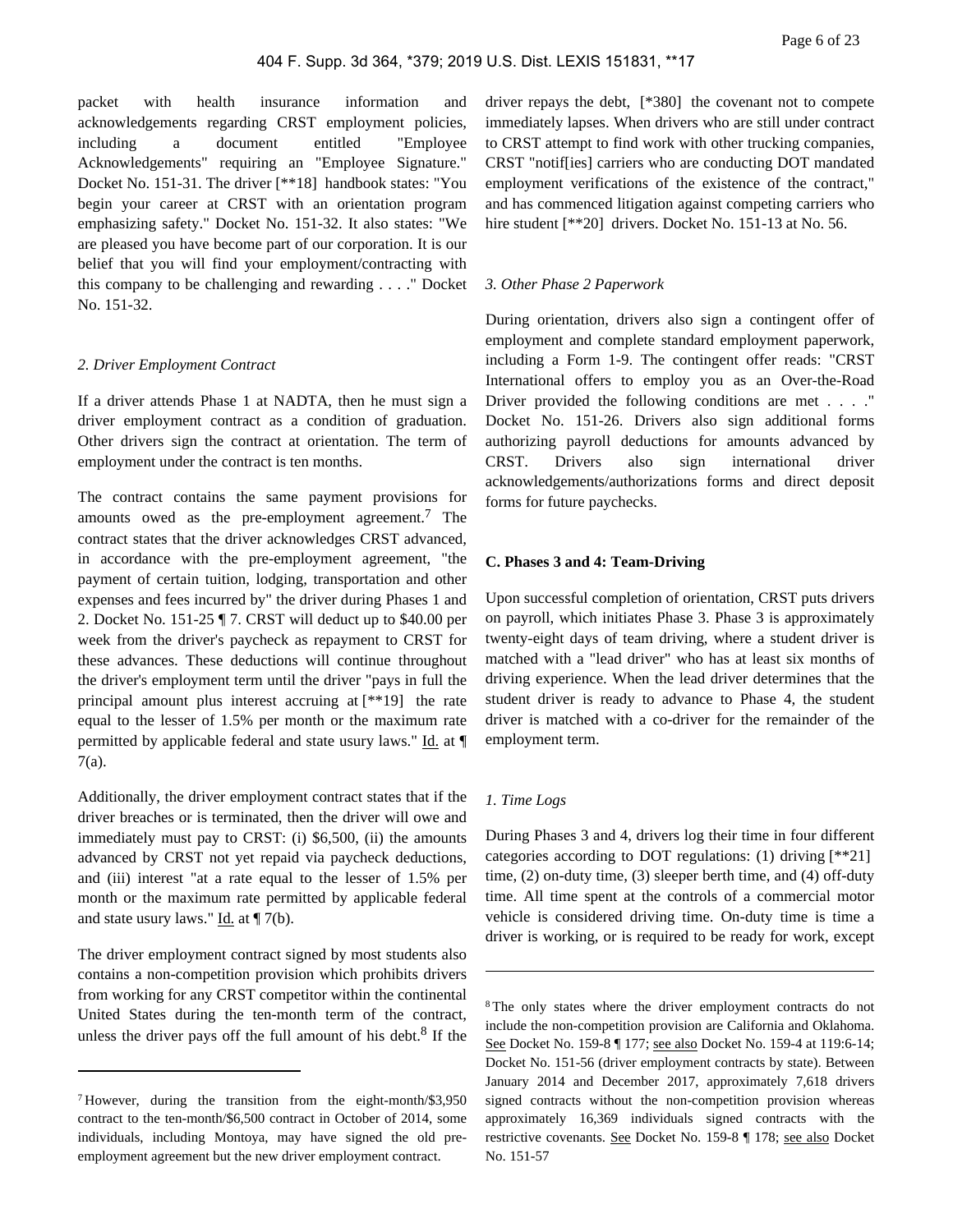packet with health insurance information and acknowledgements regarding CRST employment policies, including a document entitled "Employee Acknowledgements" requiring an "Employee Signature." Docket No. 151-31. The driver [**18] handbook states: "You begin your career at CRST with an orientation program emphasizing safety." Docket No. 151-32. It also states: "We are pleased you have become part of our corporation. It is our belief that you will find your employment/contracting with this company to be challenging and rewarding . . . ." Docket No. 151-32.

*2. Driver Employment Contract*

If a driver attends Phase 1 at NADTA, then he must sign a driver employment contract as a condition of graduation. Other drivers sign the contract at orientation. The term of employment under the contract is ten months.

The contract contains the same payment provisions for amounts owed as the pre-employment agreement.[7] The contract states that the driver acknowledges CRST advanced, in accordance with the pre-employment agreement, "the payment of certain tuition, lodging, transportation and other expenses and fees incurred by" the driver during Phases 1 and 2. Docket No. 151-25 ¶ 7. CRST will deduct up to $40.00 per week from the driver's paycheck as repayment to CRST for these advances. These deductions will continue throughout the driver's employment term until the driver "pays in full the principal amount plus interest accruing at [**19] the rate equal to the lesser of 1.5% per month or the maximum rate permitted by applicable federal and state usury laws." Id. at ¶ 7(a).

Additionally, the driver employment contract states that if the driver breaches or is terminated, then the driver will owe and immediately must pay to CRST: (i) $6,500, (ii) the amounts advanced by CRST not yet repaid via paycheck deductions, and (iii) interest "at a rate equal to the lesser of 1.5% per month or the maximum rate permitted by applicable federal and state usury laws." Id. at ¶ 7(b).

The driver employment contract signed by most students also contains a non-competition provision which prohibits drivers from working for any CRST competitor within the continental United States during the ten-month term of the contract, unless the driver pays off the full amount of his debt.[8] If the driver repays the debt, [*380] the covenant not to compete immediately lapses. When drivers who are still under contract to CRST attempt to find work with other trucking companies, CRST "notif[ies] carriers who are conducting DOT mandated employment verifications of the existence of the contract," and has commenced litigation against competing carriers who hire student [**20] drivers. Docket No. 151-13 at No. 56.

*3. Other Phase 2 Paperwork*

During orientation, drivers also sign a contingent offer of employment and complete standard employment paperwork, including a Form 1-9. The contingent offer reads: "CRST International offers to employ you as an Over-the-Road Driver provided the following conditions are met . . . ." Docket No. 151-26. Drivers also sign additional forms authorizing payroll deductions for amounts advanced by CRST. Drivers also sign international driver acknowledgements/authorizations forms and direct deposit forms for future paychecks.

**C. Phases 3 and 4: Team-Driving**

Upon successful completion of orientation, CRST puts drivers on payroll, which initiates Phase 3. Phase 3 is approximately twenty-eight days of team driving, where a student driver is matched with a "lead driver" who has at least six months of driving experience. When the lead driver determines that the student driver is ready to advance to Phase 4, the student driver is matched with a co-driver for the remainder of the employment term.

*1. Time Logs*

During Phases 3 and 4, drivers log their time in four different categories according to DOT regulations: (1) driving [**21] time, (2) on-duty time, (3) sleeper berth time, and (4) off-duty time. All time spent at the controls of a commercial motor vehicle is considered driving time. On-duty time is time a driver is working, or is required to be ready for work, except

---

[7] However, during the transition from the eight-month/$3,950 contract to the ten-month/$6,500 contract in October of 2014, some individuals, including Montoya, may have signed the old pre-employment agreement but the new driver employment contract.

[8] The only states where the driver employment contracts do not include the non-competition provision are California and Oklahoma. See Docket No. 159-8 ¶ 177; see also Docket No. 159-4 at 119:6-14; Docket No. 151-56 (driver employment contracts by state). Between January 2014 and December 2017, approximately 7,618 drivers signed contracts without the non-competition provision whereas approximately 16,369 individuals signed contracts with the restrictive covenants. See Docket No. 159-8 ¶ 178; see also Docket No. 151-57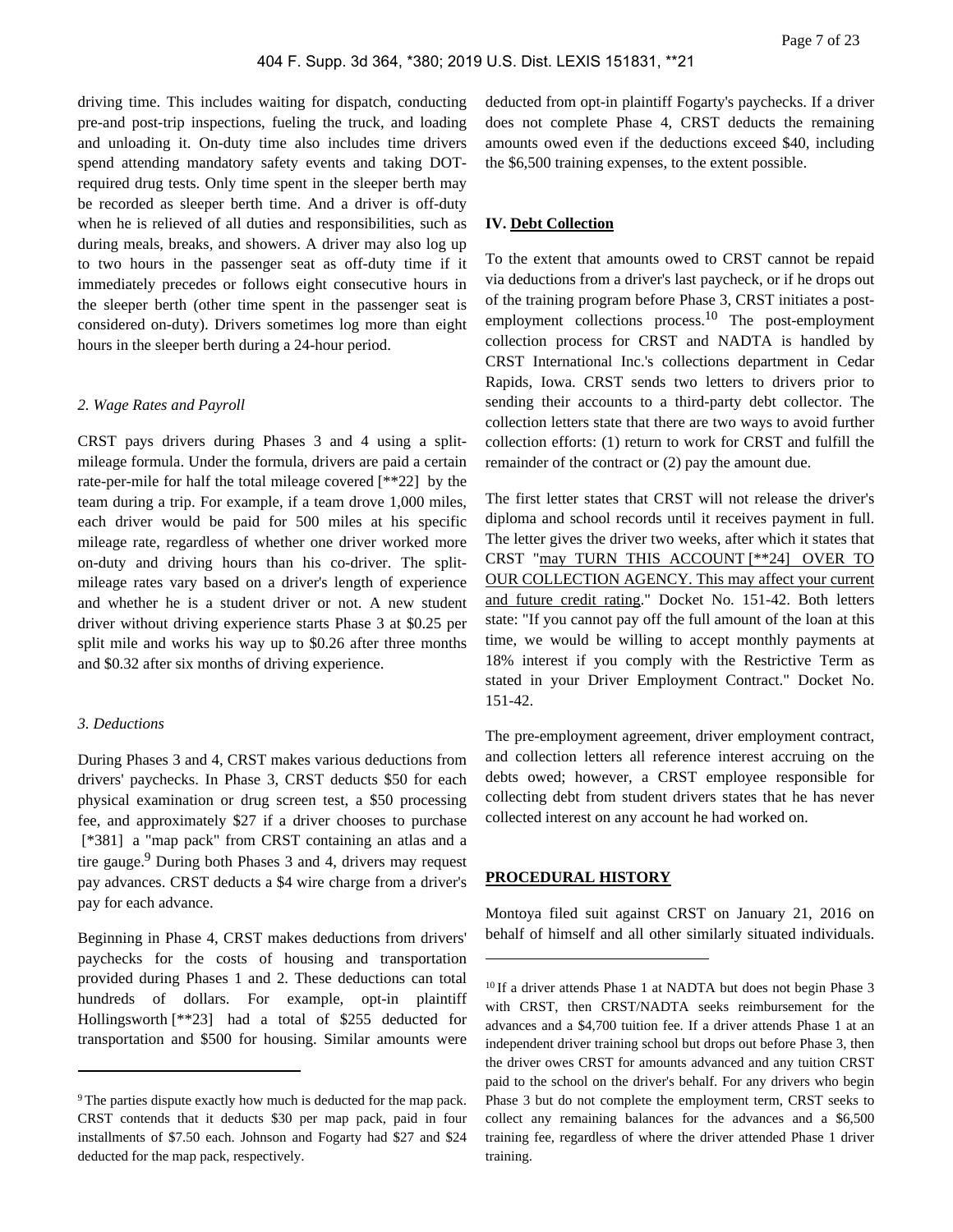driving time. This includes waiting for dispatch, conducting pre-and post-trip inspections, fueling the truck, and loading and unloading it. On-duty time also includes time drivers spend attending mandatory safety events and taking DOT-required drug tests. Only time spent in the sleeper berth may be recorded as sleeper berth time. And a driver is off-duty when he is relieved of all duties and responsibilities, such as during meals, breaks, and showers. A driver may also log up to two hours in the passenger seat as off-duty time if it immediately precedes or follows eight consecutive hours in the sleeper berth (other time spent in the passenger seat is considered on-duty). Drivers sometimes log more than eight hours in the sleeper berth during a 24-hour period.

*2. Wage Rates and Payroll*

CRST pays drivers during Phases 3 and 4 using a split-mileage formula. Under the formula, drivers are paid a certain rate-per-mile for half the total mileage covered [**22] by the team during a trip. For example, if a team drove 1,000 miles, each driver would be paid for 500 miles at his specific mileage rate, regardless of whether one driver worked more on-duty and driving hours than his co-driver. The split-mileage rates vary based on a driver's length of experience and whether he is a student driver or not. A new student driver without driving experience starts Phase 3 at $0.25 per split mile and works his way up to $0.26 after three months and $0.32 after six months of driving experience.

*3. Deductions*

During Phases 3 and 4, CRST makes various deductions from drivers' paychecks. In Phase 3, CRST deducts $50 for each physical examination or drug screen test, a $50 processing fee, and approximately $27 if a driver chooses to purchase [*381] a "map pack" from CRST containing an atlas and a tire gauge.[9] During both Phases 3 and 4, drivers may request pay advances. CRST deducts a $4 wire charge from a driver's pay for each advance.

Beginning in Phase 4, CRST makes deductions from drivers' paychecks for the costs of housing and transportation provided during Phases 1 and 2. These deductions can total hundreds of dollars. For example, opt-in plaintiff Hollingsworth [**23] had a total of $255 deducted for transportation and $500 for housing. Similar amounts were deducted from opt-in plaintiff Fogarty's paychecks. If a driver does not complete Phase 4, CRST deducts the remaining amounts owed even if the deductions exceed $40, including the $6,500 training expenses, to the extent possible.

**IV. Debt Collection**

To the extent that amounts owed to CRST cannot be repaid via deductions from a driver's last paycheck, or if he drops out of the training program before Phase 3, CRST initiates a post-employment collections process.[10] The post-employment collection process for CRST and NADTA is handled by CRST International Inc.'s collections department in Cedar Rapids, Iowa. CRST sends two letters to drivers prior to sending their accounts to a third-party debt collector. The collection letters state that there are two ways to avoid further collection efforts: (1) return to work for CRST and fulfill the remainder of the contract or (2) pay the amount due.

The first letter states that CRST will not release the driver's diploma and school records until it receives payment in full. The letter gives the driver two weeks, after which it states that CRST "may TURN THIS ACCOUNT [**24] OVER TO OUR COLLECTION AGENCY. This may affect your current and future credit rating." Docket No. 151-42. Both letters state: "If you cannot pay off the full amount of the loan at this time, we would be willing to accept monthly payments at 18% interest if you comply with the Restrictive Term as stated in your Driver Employment Contract." Docket No. 151-42.

The pre-employment agreement, driver employment contract, and collection letters all reference interest accruing on the debts owed; however, a CRST employee responsible for collecting debt from student drivers states that he has never collected interest on any account he had worked on.

**PROCEDURAL HISTORY**

Montoya filed suit against CRST on January 21, 2016 on behalf of himself and all other similarly situated individuals.

---

[9] The parties dispute exactly how much is deducted for the map pack. CRST contends that it deducts $30 per map pack, paid in four installments of $7.50 each. Johnson and Fogarty had $27 and $24 deducted for the map pack, respectively.

[10] If a driver attends Phase 1 at NADTA but does not begin Phase 3 with CRST, then CRST/NADTA seeks reimbursement for the advances and a $4,700 tuition fee. If a driver attends Phase 1 at an independent driver training school but drops out before Phase 3, then the driver owes CRST for amounts advanced and any tuition CRST paid to the school on the driver's behalf. For any drivers who begin Phase 3 but do not complete the employment term, CRST seeks to collect any remaining balances for the advances and a $6,500 training fee, regardless of where the driver attended Phase 1 driver training.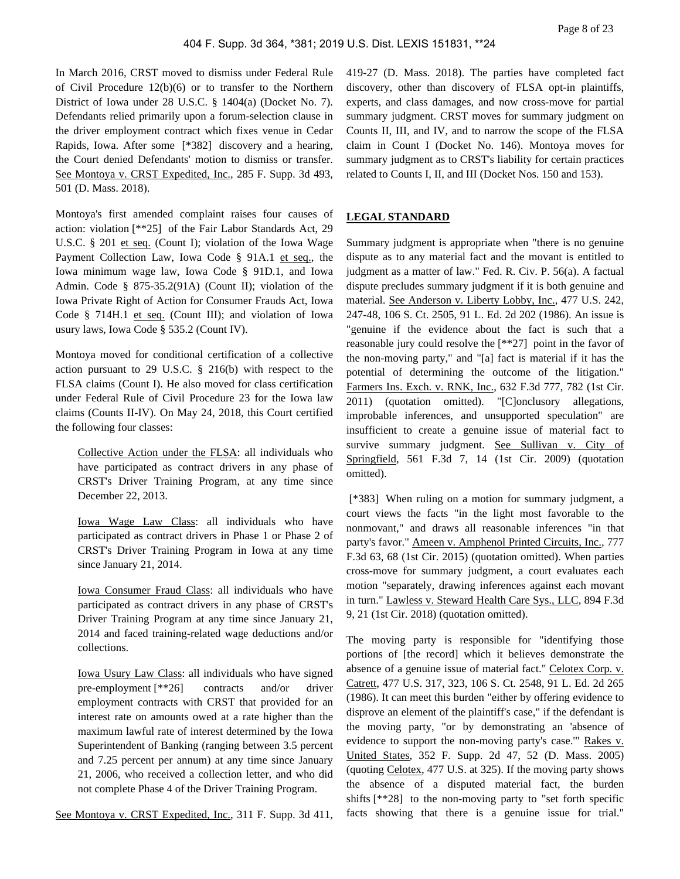In March 2016, CRST moved to dismiss under Federal Rule of Civil Procedure 12(b)(6) or to transfer to the Northern District of Iowa under 28 U.S.C. § 1404(a) (Docket No. 7). Defendants relied primarily upon a forum-selection clause in the driver employment contract which fixes venue in Cedar Rapids, Iowa. After some [*382] discovery and a hearing, the Court denied Defendants' motion to dismiss or transfer. See Montoya v. CRST Expedited, Inc., 285 F. Supp. 3d 493, 501 (D. Mass. 2018).

Montoya's first amended complaint raises four causes of action: violation [**25] of the Fair Labor Standards Act, 29 U.S.C. § 201 et seq. (Count I); violation of the Iowa Wage Payment Collection Law, Iowa Code § 91A.1 et seq., the Iowa minimum wage law, Iowa Code § 91D.1, and Iowa Admin. Code § 875-35.2(91A) (Count II); violation of the Iowa Private Right of Action for Consumer Frauds Act, Iowa Code § 714H.1 et seq. (Count III); and violation of Iowa usury laws, Iowa Code § 535.2 (Count IV).

Montoya moved for conditional certification of a collective action pursuant to 29 U.S.C. § 216(b) with respect to the FLSA claims (Count I). He also moved for class certification under Federal Rule of Civil Procedure 23 for the Iowa law claims (Counts II-IV). On May 24, 2018, this Court certified the following four classes:

> Collective Action under the FLSA: all individuals who have participated as contract drivers in any phase of CRST's Driver Training Program, at any time since December 22, 2013.
>
> Iowa Wage Law Class: all individuals who have participated as contract drivers in Phase 1 or Phase 2 of CRST's Driver Training Program in Iowa at any time since January 21, 2014.
>
> Iowa Consumer Fraud Class: all individuals who have participated as contract drivers in any phase of CRST's Driver Training Program at any time since January 21, 2014 and faced training-related wage deductions and/or collections.
>
> Iowa Usury Law Class: all individuals who have signed pre-employment [**26] contracts and/or driver employment contracts with CRST that provided for an interest rate on amounts owed at a rate higher than the maximum lawful rate of interest determined by the Iowa Superintendent of Banking (ranging between 3.5 percent and 7.25 percent per annum) at any time since January 21, 2006, who received a collection letter, and who did not complete Phase 4 of the Driver Training Program.

See Montoya v. CRST Expedited, Inc., 311 F. Supp. 3d 411, 419-27 (D. Mass. 2018). The parties have completed fact discovery, other than discovery of FLSA opt-in plaintiffs, experts, and class damages, and now cross-move for partial summary judgment. CRST moves for summary judgment on Counts II, III, and IV, and to narrow the scope of the FLSA claim in Count I (Docket No. 146). Montoya moves for summary judgment as to CRST's liability for certain practices related to Counts I, II, and III (Docket Nos. 150 and 153).

## LEGAL STANDARD

Summary judgment is appropriate when "there is no genuine dispute as to any material fact and the movant is entitled to judgment as a matter of law." Fed. R. Civ. P. 56(a). A factual dispute precludes summary judgment if it is both genuine and material. See Anderson v. Liberty Lobby, Inc., 477 U.S. 242, 247-48, 106 S. Ct. 2505, 91 L. Ed. 2d 202 (1986). An issue is "genuine if the evidence about the fact is such that a reasonable jury could resolve the [**27] point in the favor of the non-moving party," and "[a] fact is material if it has the potential of determining the outcome of the litigation." Farmers Ins. Exch. v. RNK, Inc., 632 F.3d 777, 782 (1st Cir. 2011) (quotation omitted). "[C]onclusory allegations, improbable inferences, and unsupported speculation" are insufficient to create a genuine issue of material fact to survive summary judgment. See Sullivan v. City of Springfield, 561 F.3d 7, 14 (1st Cir. 2009) (quotation omitted).

[*383] When ruling on a motion for summary judgment, a court views the facts "in the light most favorable to the nonmovant," and draws all reasonable inferences "in that party's favor." Ameen v. Amphenol Printed Circuits, Inc., 777 F.3d 63, 68 (1st Cir. 2015) (quotation omitted). When parties cross-move for summary judgment, a court evaluates each motion "separately, drawing inferences against each movant in turn." Lawless v. Steward Health Care Sys., LLC, 894 F.3d 9, 21 (1st Cir. 2018) (quotation omitted).

The moving party is responsible for "identifying those portions of [the record] which it believes demonstrate the absence of a genuine issue of material fact." Celotex Corp. v. Catrett, 477 U.S. 317, 323, 106 S. Ct. 2548, 91 L. Ed. 2d 265 (1986). It can meet this burden "either by offering evidence to disprove an element of the plaintiff's case," if the defendant is the moving party, "or by demonstrating an 'absence of evidence to support the non-moving party's case.'" Rakes v. United States, 352 F. Supp. 2d 47, 52 (D. Mass. 2005) (quoting Celotex, 477 U.S. at 325). If the moving party shows the absence of a disputed material fact, the burden shifts [**28] to the non-moving party to "set forth specific facts showing that there is a genuine issue for trial."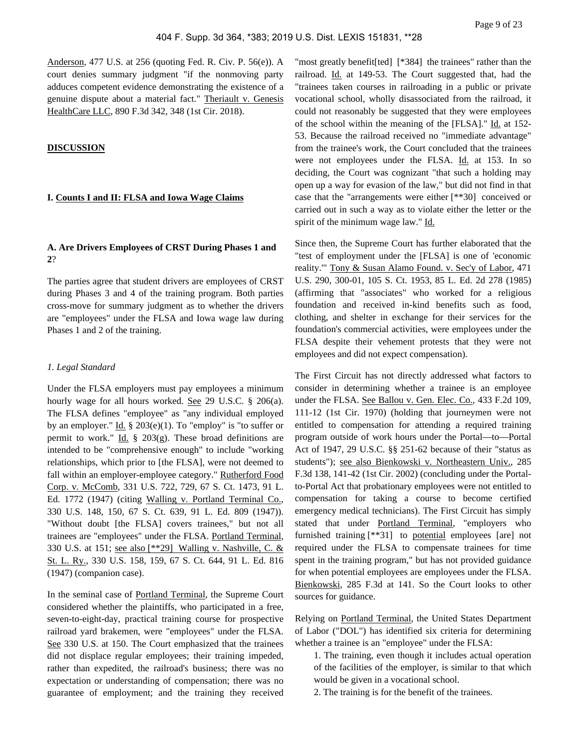Anderson, 477 U.S. at 256 (quoting Fed. R. Civ. P. 56(e)). A court denies summary judgment "if the nonmoving party adduces competent evidence demonstrating the existence of a genuine dispute about a material fact." Theriault v. Genesis HealthCare LLC, 890 F.3d 342, 348 (1st Cir. 2018).

**DISCUSSION**

### I. Counts I and II: FLSA and Iowa Wage Claims

### A. Are Drivers Employees of CRST During Phases 1 and 2?

The parties agree that student drivers are employees of CRST during Phases 3 and 4 of the training program. Both parties cross-move for summary judgment as to whether the drivers are "employees" under the FLSA and Iowa wage law during Phases 1 and 2 of the training.

*1. Legal Standard*

Under the FLSA employers must pay employees a minimum hourly wage for all hours worked. See 29 U.S.C. § 206(a). The FLSA defines "employee" as "any individual employed by an employer." Id. § 203(e)(1). To "employ" is "to suffer or permit to work." Id. § 203(g). These broad definitions are intended to be "comprehensive enough" to include "working relationships, which prior to [the FLSA], were not deemed to fall within an employer-employee category." Rutherford Food Corp. v. McComb, 331 U.S. 722, 729, 67 S. Ct. 1473, 91 L. Ed. 1772 (1947) (citing Walling v. Portland Terminal Co., 330 U.S. 148, 150, 67 S. Ct. 639, 91 L. Ed. 809 (1947)). "Without doubt [the FLSA] covers trainees," but not all trainees are "employees" under the FLSA. Portland Terminal, 330 U.S. at 151; see also [**29] Walling v. Nashville, C. & St. L. Ry., 330 U.S. 158, 159, 67 S. Ct. 644, 91 L. Ed. 816 (1947) (companion case).

In the seminal case of Portland Terminal, the Supreme Court considered whether the plaintiffs, who participated in a free, seven-to-eight-day, practical training course for prospective railroad yard brakemen, were "employees" under the FLSA. See 330 U.S. at 150. The Court emphasized that the trainees did not displace regular employees; their training impeded, rather than expedited, the railroad's business; there was no expectation or understanding of compensation; there was no guarantee of employment; and the training they received "most greatly benefit[ted] [*384] the trainees" rather than the railroad. Id. at 149-53. The Court suggested that, had the "trainees taken courses in railroading in a public or private vocational school, wholly disassociated from the railroad, it could not reasonably be suggested that they were employees of the school within the meaning of the [FLSA]." Id. at 152-53. Because the railroad received no "immediate advantage" from the trainee's work, the Court concluded that the trainees were not employees under the FLSA. Id. at 153. In so deciding, the Court was cognizant "that such a holding may open up a way for evasion of the law," but did not find in that case that the "arrangements were either [**30] conceived or carried out in such a way as to violate either the letter or the spirit of the minimum wage law." Id.

Since then, the Supreme Court has further elaborated that the "test of employment under the [FLSA] is one of 'economic reality.'" Tony & Susan Alamo Found. v. Sec'y of Labor, 471 U.S. 290, 300-01, 105 S. Ct. 1953, 85 L. Ed. 2d 278 (1985) (affirming that "associates" who worked for a religious foundation and received in-kind benefits such as food, clothing, and shelter in exchange for their services for the foundation's commercial activities, were employees under the FLSA despite their vehement protests that they were not employees and did not expect compensation).

The First Circuit has not directly addressed what factors to consider in determining whether a trainee is an employee under the FLSA. See Ballou v. Gen. Elec. Co., 433 F.2d 109, 111-12 (1st Cir. 1970) (holding that journeymen were not entitled to compensation for attending a required training program outside of work hours under the Portal—to—Portal Act of 1947, 29 U.S.C. §§ 251-62 because of their "status as students"); see also Bienkowski v. Northeastern Univ., 285 F.3d 138, 141-42 (1st Cir. 2002) (concluding under the Portal-to-Portal Act that probationary employees were not entitled to compensation for taking a course to become certified emergency medical technicians). The First Circuit has simply stated that under Portland Terminal, "employers who furnished training [**31] to *potential* employees [are] not required under the FLSA to compensate trainees for time spent in the training program," but has not provided guidance for when potential employees are employees under the FLSA. Bienkowski, 285 F.3d at 141. So the Court looks to other sources for guidance.

Relying on Portland Terminal, the United States Department of Labor ("DOL") has identified six criteria for determining whether a trainee is an "employee" under the FLSA:

> 1. The training, even though it includes actual operation of the facilities of the employer, is similar to that which would be given in a vocational school.
> 2. The training is for the benefit of the trainees.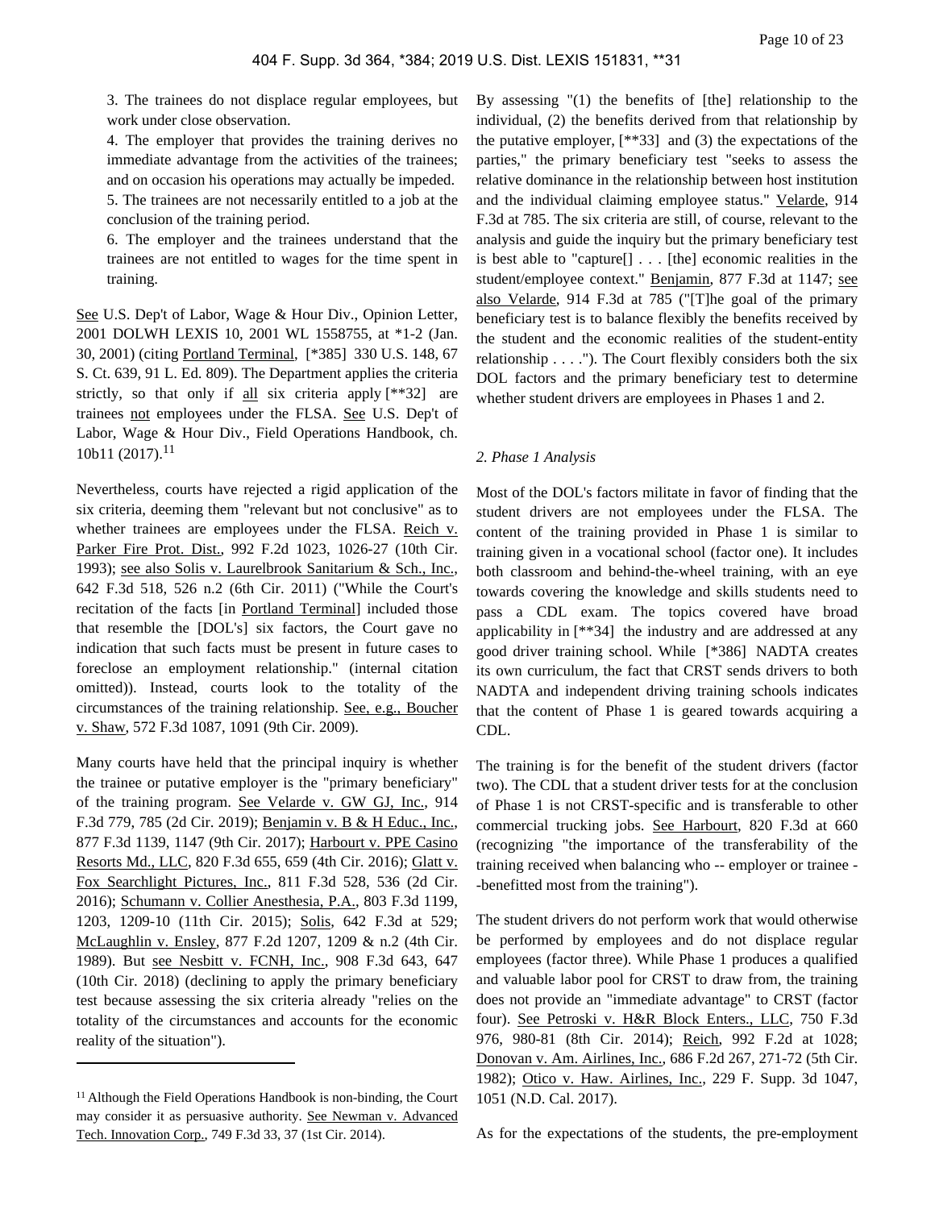3. The trainees do not displace regular employees, but work under close observation.

4. The employer that provides the training derives no immediate advantage from the activities of the trainees; and on occasion his operations may actually be impeded.

5. The trainees are not necessarily entitled to a job at the conclusion of the training period.

6. The employer and the trainees understand that the trainees are not entitled to wages for the time spent in training.

See U.S. Dep't of Labor, Wage & Hour Div., Opinion Letter, 2001 DOLWH LEXIS 10, 2001 WL 1558755, at *1-2 (Jan. 30, 2001) (citing Portland Terminal, [*385] 330 U.S. 148, 67 S. Ct. 639, 91 L. Ed. 809). The Department applies the criteria strictly, so that only if all six criteria apply [**32] are trainees not employees under the FLSA. See U.S. Dep't of Labor, Wage & Hour Div., Field Operations Handbook, ch. 10b11 (2017).[11]

Nevertheless, courts have rejected a rigid application of the six criteria, deeming them "relevant but not conclusive" as to whether trainees are employees under the FLSA. Reich v. Parker Fire Prot. Dist., 992 F.2d 1023, 1026-27 (10th Cir. 1993); see also Solis v. Laurelbrook Sanitarium & Sch., Inc., 642 F.3d 518, 526 n.2 (6th Cir. 2011) ("While the Court's recitation of the facts [in Portland Terminal] included those that resemble the [DOL's] six factors, the Court gave no indication that such facts must be present in future cases to foreclose an employment relationship." (internal citation omitted)). Instead, courts look to the totality of the circumstances of the training relationship. See, e.g., Boucher v. Shaw, 572 F.3d 1087, 1091 (9th Cir. 2009).

Many courts have held that the principal inquiry is whether the trainee or putative employer is the "primary beneficiary" of the training program. See Velarde v. GW GJ, Inc., 914 F.3d 779, 785 (2d Cir. 2019); Benjamin v. B & H Educ., Inc., 877 F.3d 1139, 1147 (9th Cir. 2017); Harbourt v. PPE Casino Resorts Md., LLC, 820 F.3d 655, 659 (4th Cir. 2016); Glatt v. Fox Searchlight Pictures, Inc., 811 F.3d 528, 536 (2d Cir. 2016); Schumann v. Collier Anesthesia, P.A., 803 F.3d 1199, 1203, 1209-10 (11th Cir. 2015); Solis, 642 F.3d at 529; McLaughlin v. Ensley, 877 F.2d 1207, 1209 & n.2 (4th Cir. 1989). But see Nesbitt v. FCNH, Inc., 908 F.3d 643, 647 (10th Cir. 2018) (declining to apply the primary beneficiary test because assessing the six criteria already "relies on the totality of the circumstances and accounts for the economic reality of the situation").

By assessing "(1) the benefits of [the] relationship to the individual, (2) the benefits derived from that relationship by the putative employer, [**33] and (3) the expectations of the parties," the primary beneficiary test "seeks to assess the relative dominance in the relationship between host institution and the individual claiming employee status." Velarde, 914 F.3d at 785. The six criteria are still, of course, relevant to the analysis and guide the inquiry but the primary beneficiary test is best able to "capture[] . . . [the] economic realities in the student/employee context." Benjamin, 877 F.3d at 1147; see also Velarde, 914 F.3d at 785 ("[T]he goal of the primary beneficiary test is to balance flexibly the benefits received by the student and the economic realities of the student-entity relationship . . . ."). The Court flexibly considers both the six DOL factors and the primary beneficiary test to determine whether student drivers are employees in Phases 1 and 2.

*2. Phase 1 Analysis*

Most of the DOL's factors militate in favor of finding that the student drivers are not employees under the FLSA. The content of the training provided in Phase 1 is similar to training given in a vocational school (factor one). It includes both classroom and behind-the-wheel training, with an eye towards covering the knowledge and skills students need to pass a CDL exam. The topics covered have broad applicability in [**34] the industry and are addressed at any good driver training school. While [*386] NADTA creates its own curriculum, the fact that CRST sends drivers to both NADTA and independent driving training schools indicates that the content of Phase 1 is geared towards acquiring a CDL.

The training is for the benefit of the student drivers (factor two). The CDL that a student driver tests for at the conclusion of Phase 1 is not CRST-specific and is transferable to other commercial trucking jobs. See Harbourt, 820 F.3d at 660 (recognizing "the importance of the transferability of the training received when balancing who -- employer or trainee --benefitted most from the training").

The student drivers do not perform work that would otherwise be performed by employees and do not displace regular employees (factor three). While Phase 1 produces a qualified and valuable labor pool for CRST to draw from, the training does not provide an "immediate advantage" to CRST (factor four). See Petroski v. H&R Block Enters., LLC, 750 F.3d 976, 980-81 (8th Cir. 2014); Reich, 992 F.2d at 1028; Donovan v. Am. Airlines, Inc., 686 F.2d 267, 271-72 (5th Cir. 1982); Otico v. Haw. Airlines, Inc., 229 F. Supp. 3d 1047, 1051 (N.D. Cal. 2017).

As for the expectations of the students, the pre-employment

---

[11] Although the Field Operations Handbook is non-binding, the Court may consider it as persuasive authority. See Newman v. Advanced Tech. Innovation Corp., 749 F.3d 33, 37 (1st Cir. 2014).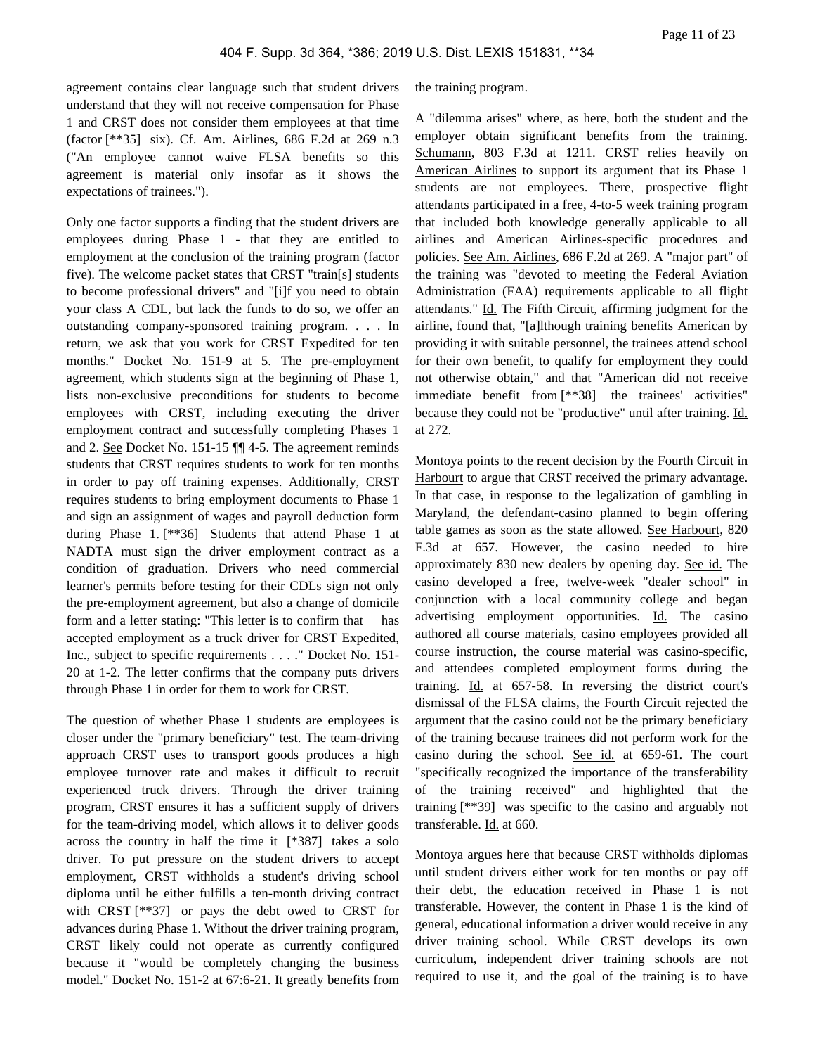agreement contains clear language such that student drivers understand that they will not receive compensation for Phase 1 and CRST does not consider them employees at that time (factor [**35] six). Cf. Am. Airlines, 686 F.2d at 269 n.3 ("An employee cannot waive FLSA benefits so this agreement is material only insofar as it shows the expectations of trainees.").

Only one factor supports a finding that the student drivers are employees during Phase 1 - that they are entitled to employment at the conclusion of the training program (factor five). The welcome packet states that CRST "train[s] students to become professional drivers" and "[i]f you need to obtain your class A CDL, but lack the funds to do so, we offer an outstanding company-sponsored training program. . . . In return, we ask that you work for CRST Expedited for ten months." Docket No. 151-9 at 5. The pre-employment agreement, which students sign at the beginning of Phase 1, lists non-exclusive preconditions for students to become employees with CRST, including executing the driver employment contract and successfully completing Phases 1 and 2. See Docket No. 151-15 ¶¶ 4-5. The agreement reminds students that CRST requires students to work for ten months in order to pay off training expenses. Additionally, CRST requires students to bring employment documents to Phase 1 and sign an assignment of wages and payroll deduction form during Phase 1. [**36] Students that attend Phase 1 at NADTA must sign the driver employment contract as a condition of graduation. Drivers who need commercial learner's permits before testing for their CDLs sign not only the pre-employment agreement, but also a change of domicile form and a letter stating: "This letter is to confirm that __ has accepted employment as a truck driver for CRST Expedited, Inc., subject to specific requirements . . . ." Docket No. 151-20 at 1-2. The letter confirms that the company puts drivers through Phase 1 in order for them to work for CRST.

The question of whether Phase 1 students are employees is closer under the "primary beneficiary" test. The team-driving approach CRST uses to transport goods produces a high employee turnover rate and makes it difficult to recruit experienced truck drivers. Through the driver training program, CRST ensures it has a sufficient supply of drivers for the team-driving model, which allows it to deliver goods across the country in half the time it [*387] takes a solo driver. To put pressure on the student drivers to accept employment, CRST withholds a student's driving school diploma until he either fulfills a ten-month driving contract with CRST [**37] or pays the debt owed to CRST for advances during Phase 1. Without the driver training program, CRST likely could not operate as currently configured because it "would be completely changing the business model." Docket No. 151-2 at 67:6-21. It greatly benefits from the training program.

A "dilemma arises" where, as here, both the student and the employer obtain significant benefits from the training. Schumann, 803 F.3d at 1211. CRST relies heavily on American Airlines to support its argument that its Phase 1 students are not employees. There, prospective flight attendants participated in a free, 4-to-5 week training program that included both knowledge generally applicable to all airlines and American Airlines-specific procedures and policies. See Am. Airlines, 686 F.2d at 269. A "major part" of the training was "devoted to meeting the Federal Aviation Administration (FAA) requirements applicable to all flight attendants." Id. The Fifth Circuit, affirming judgment for the airline, found that, "[a]lthough training benefits American by providing it with suitable personnel, the trainees attend school for their own benefit, to qualify for employment they could not otherwise obtain," and that "American did not receive immediate benefit from [**38] the trainees' activities" because they could not be "productive" until after training. Id. at 272.

Montoya points to the recent decision by the Fourth Circuit in Harbourt to argue that CRST received the primary advantage. In that case, in response to the legalization of gambling in Maryland, the defendant-casino planned to begin offering table games as soon as the state allowed. See Harbourt, 820 F.3d at 657. However, the casino needed to hire approximately 830 new dealers by opening day. See id. The casino developed a free, twelve-week "dealer school" in conjunction with a local community college and began advertising employment opportunities. Id. The casino authored all course materials, casino employees provided all course instruction, the course material was casino-specific, and attendees completed employment forms during the training. Id. at 657-58. In reversing the district court's dismissal of the FLSA claims, the Fourth Circuit rejected the argument that the casino could not be the primary beneficiary of the training because trainees did not perform work for the casino during the school. See id. at 659-61. The court "specifically recognized the importance of the transferability of the training received" and highlighted that the training [**39] was specific to the casino and arguably not transferable. Id. at 660.

Montoya argues here that because CRST withholds diplomas until student drivers either work for ten months or pay off their debt, the education received in Phase 1 is not transferable. However, the content in Phase 1 is the kind of general, educational information a driver would receive in any driver training school. While CRST develops its own curriculum, independent driver training schools are not required to use it, and the goal of the training is to have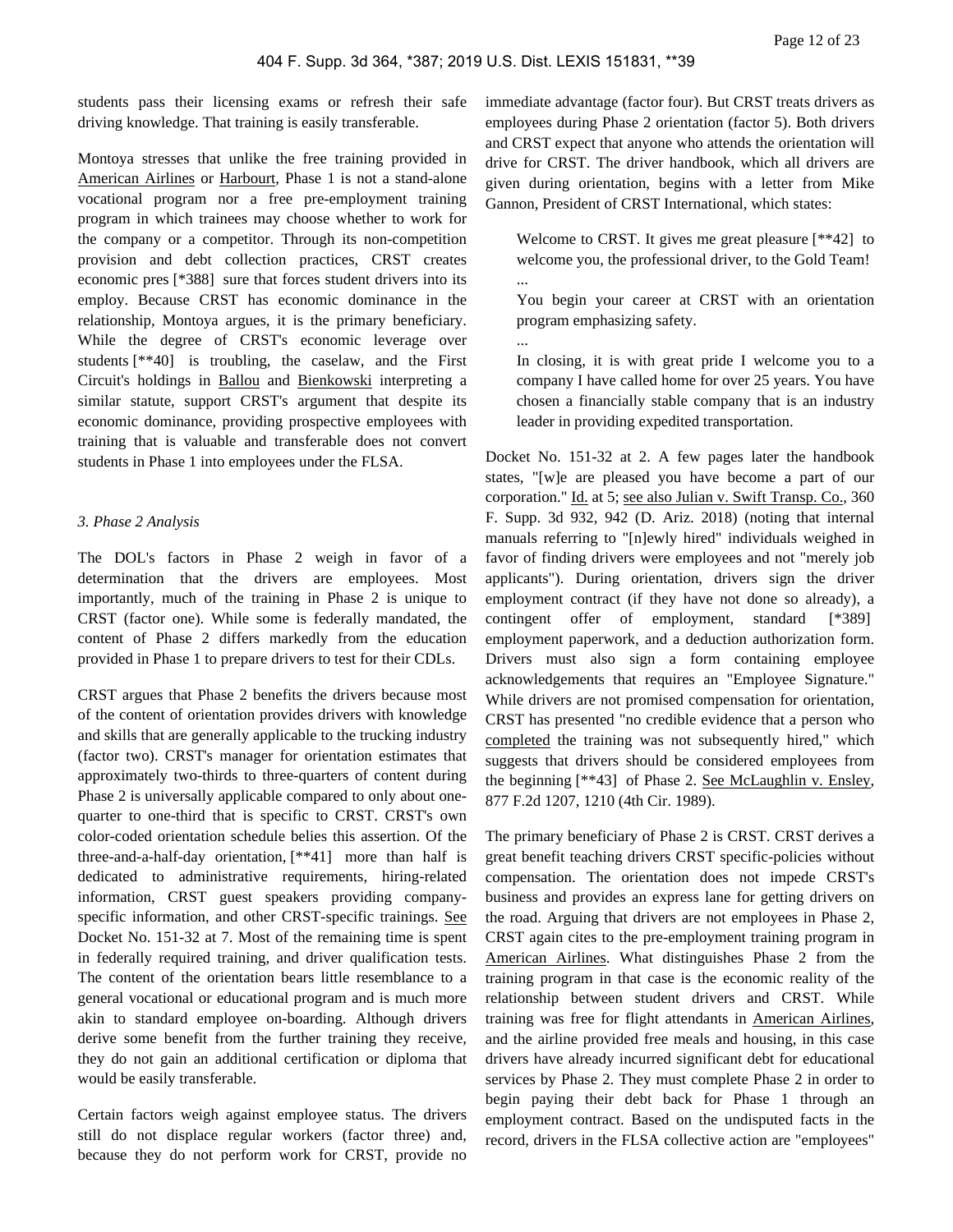students pass their licensing exams or refresh their safe driving knowledge. That training is easily transferable.

Montoya stresses that unlike the free training provided in American Airlines or Harbourt, Phase 1 is not a stand-alone vocational program nor a free pre-employment training program in which trainees may choose whether to work for the company or a competitor. Through its non-competition provision and debt collection practices, CRST creates economic pres [*388] sure that forces student drivers into its employ. Because CRST has economic dominance in the relationship, Montoya argues, it is the primary beneficiary. While the degree of CRST's economic leverage over students [**40] is troubling, the caselaw, and the First Circuit's holdings in Ballou and Bienkowski interpreting a similar statute, support CRST's argument that despite its economic dominance, providing prospective employees with training that is valuable and transferable does not convert students in Phase 1 into employees under the FLSA.

*3. Phase 2 Analysis*

The DOL's factors in Phase 2 weigh in favor of a determination that the drivers are employees. Most importantly, much of the training in Phase 2 is unique to CRST (factor one). While some is federally mandated, the content of Phase 2 differs markedly from the education provided in Phase 1 to prepare drivers to test for their CDLs.

CRST argues that Phase 2 benefits the drivers because most of the content of orientation provides drivers with knowledge and skills that are generally applicable to the trucking industry (factor two). CRST's manager for orientation estimates that approximately two-thirds to three-quarters of content during Phase 2 is universally applicable compared to only about one-quarter to one-third that is specific to CRST. CRST's own color-coded orientation schedule belies this assertion. Of the three-and-a-half-day orientation, [**41] more than half is dedicated to administrative requirements, hiring-related information, CRST guest speakers providing company-specific information, and other CRST-specific trainings. See Docket No. 151-32 at 7. Most of the remaining time is spent in federally required training, and driver qualification tests. The content of the orientation bears little resemblance to a general vocational or educational program and is much more akin to standard employee on-boarding. Although drivers derive some benefit from the further training they receive, they do not gain an additional certification or diploma that would be easily transferable.

Certain factors weigh against employee status. The drivers still do not displace regular workers (factor three) and, because they do not perform work for CRST, provide no immediate advantage (factor four). But CRST treats drivers as employees during Phase 2 orientation (factor 5). Both drivers and CRST expect that anyone who attends the orientation will drive for CRST. The driver handbook, which all drivers are given during orientation, begins with a letter from Mike Gannon, President of CRST International, which states:

> Welcome to CRST. It gives me great pleasure [**42] to welcome you, the professional driver, to the Gold Team!
>
> ...
>
> You begin your career at CRST with an orientation program emphasizing safety.
>
> ...
>
> In closing, it is with great pride I welcome you to a company I have called home for over 25 years. You have chosen a financially stable company that is an industry leader in providing expedited transportation.

Docket No. 151-32 at 2. A few pages later the handbook states, "[w]e are pleased you have become a part of our corporation." Id. at 5; see also Julian v. Swift Transp. Co., 360 F. Supp. 3d 932, 942 (D. Ariz. 2018) (noting that internal manuals referring to "[n]ewly hired" individuals weighed in favor of finding drivers were employees and not "merely job applicants"). During orientation, drivers sign the driver employment contract (if they have not done so already), a contingent offer of employment, standard [*389] employment paperwork, and a deduction authorization form. Drivers must also sign a form containing employee acknowledgements that requires an "Employee Signature." While drivers are not promised compensation for orientation, CRST has presented "no credible evidence that a person who completed the training was not subsequently hired," which suggests that drivers should be considered employees from the beginning [**43] of Phase 2. See McLaughlin v. Ensley, 877 F.2d 1207, 1210 (4th Cir. 1989).

The primary beneficiary of Phase 2 is CRST. CRST derives a great benefit teaching drivers CRST specific-policies without compensation. The orientation does not impede CRST's business and provides an express lane for getting drivers on the road. Arguing that drivers are not employees in Phase 2, CRST again cites to the pre-employment training program in American Airlines. What distinguishes Phase 2 from the training program in that case is the economic reality of the relationship between student drivers and CRST. While training was free for flight attendants in American Airlines, and the airline provided free meals and housing, in this case drivers have already incurred significant debt for educational services by Phase 2. They must complete Phase 2 in order to begin paying their debt back for Phase 1 through an employment contract. Based on the undisputed facts in the record, drivers in the FLSA collective action are "employees"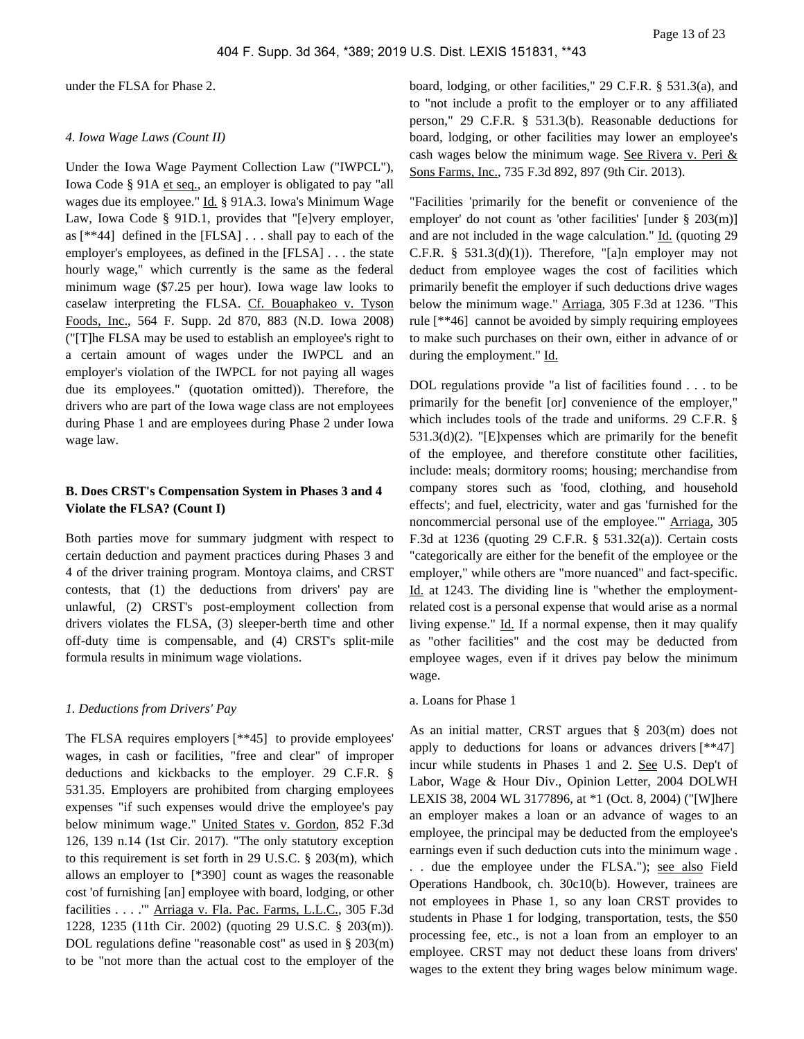under the FLSA for Phase 2.

*4. Iowa Wage Laws (Count II)*

Under the Iowa Wage Payment Collection Law ("IWPCL"), Iowa Code § 91A et seq., an employer is obligated to pay "all wages due its employee." Id. § 91A.3. Iowa's Minimum Wage Law, Iowa Code § 91D.1, provides that "[e]very employer, as [**44] defined in the [FLSA] . . . shall pay to each of the employer's employees, as defined in the [FLSA] . . . the state hourly wage," which currently is the same as the federal minimum wage ($7.25 per hour). Iowa wage law looks to caselaw interpreting the FLSA. Cf. Bouaphakeo v. Tyson Foods, Inc., 564 F. Supp. 2d 870, 883 (N.D. Iowa 2008) ("[T]he FLSA may be used to establish an employee's right to a certain amount of wages under the IWPCL and an employer's violation of the IWPCL for not paying all wages due its employees." (quotation omitted)). Therefore, the drivers who are part of the Iowa wage class are not employees during Phase 1 and are employees during Phase 2 under Iowa wage law.

**B. Does CRST's Compensation System in Phases 3 and 4 Violate the FLSA? (Count I)**

Both parties move for summary judgment with respect to certain deduction and payment practices during Phases 3 and 4 of the driver training program. Montoya claims, and CRST contests, that (1) the deductions from drivers' pay are unlawful, (2) CRST's post-employment collection from drivers violates the FLSA, (3) sleeper-berth time and other off-duty time is compensable, and (4) CRST's split-mile formula results in minimum wage violations.

*1. Deductions from Drivers' Pay*

The FLSA requires employers [**45] to provide employees' wages, in cash or facilities, "free and clear" of improper deductions and kickbacks to the employer. 29 C.F.R. § 531.35. Employers are prohibited from charging employees expenses "if such expenses would drive the employee's pay below minimum wage." United States v. Gordon, 852 F.3d 126, 139 n.14 (1st Cir. 2017). "The only statutory exception to this requirement is set forth in 29 U.S.C. § 203(m), which allows an employer to [*390] count as wages the reasonable cost 'of furnishing [an] employee with board, lodging, or other facilities . . . .'" Arriaga v. Fla. Pac. Farms, L.L.C., 305 F.3d 1228, 1235 (11th Cir. 2002) (quoting 29 U.S.C. § 203(m)). DOL regulations define "reasonable cost" as used in § 203(m) to be "not more than the actual cost to the employer of the board, lodging, or other facilities," 29 C.F.R. § 531.3(a), and to "not include a profit to the employer or to any affiliated person," 29 C.F.R. § 531.3(b). Reasonable deductions for board, lodging, or other facilities may lower an employee's cash wages below the minimum wage. See Rivera v. Peri & Sons Farms, Inc., 735 F.3d 892, 897 (9th Cir. 2013).

"Facilities 'primarily for the benefit or convenience of the employer' do not count as 'other facilities' [under § 203(m)] and are not included in the wage calculation." Id. (quoting 29 C.F.R. § 531.3(d)(1)). Therefore, "[a]n employer may not deduct from employee wages the cost of facilities which primarily benefit the employer if such deductions drive wages below the minimum wage." Arriaga, 305 F.3d at 1236. "This rule [**46] cannot be avoided by simply requiring employees to make such purchases on their own, either in advance of or during the employment." Id.

DOL regulations provide "a list of facilities found . . . to be primarily for the benefit [or] convenience of the employer," which includes tools of the trade and uniforms. 29 C.F.R. § 531.3(d)(2). "[E]xpenses which are primarily for the benefit of the employee, and therefore constitute other facilities, include: meals; dormitory rooms; housing; merchandise from company stores such as 'food, clothing, and household effects'; and fuel, electricity, water and gas 'furnished for the noncommercial personal use of the employee.'" Arriaga, 305 F.3d at 1236 (quoting 29 C.F.R. § 531.32(a)). Certain costs "categorically are either for the benefit of the employee or the employer," while others are "more nuanced" and fact-specific. Id. at 1243. The dividing line is "whether the employment-related cost is a personal expense that would arise as a normal living expense." Id. If a normal expense, then it may qualify as "other facilities" and the cost may be deducted from employee wages, even if it drives pay below the minimum wage.

a. Loans for Phase 1

As an initial matter, CRST argues that § 203(m) does not apply to deductions for loans or advances drivers [**47] incur while students in Phases 1 and 2. See U.S. Dep't of Labor, Wage & Hour Div., Opinion Letter, 2004 DOLWH LEXIS 38, 2004 WL 3177896, at *1 (Oct. 8, 2004) ("[W]here an employer makes a loan or an advance of wages to an employee, the principal may be deducted from the employee's earnings even if such deduction cuts into the minimum wage . . . due the employee under the FLSA."); see also Field Operations Handbook, ch. 30c10(b). However, trainees are not employees in Phase 1, so any loan CRST provides to students in Phase 1 for lodging, transportation, tests, the $50 processing fee, etc., is not a loan from an employer to an employee. CRST may not deduct these loans from drivers' wages to the extent they bring wages below minimum wage.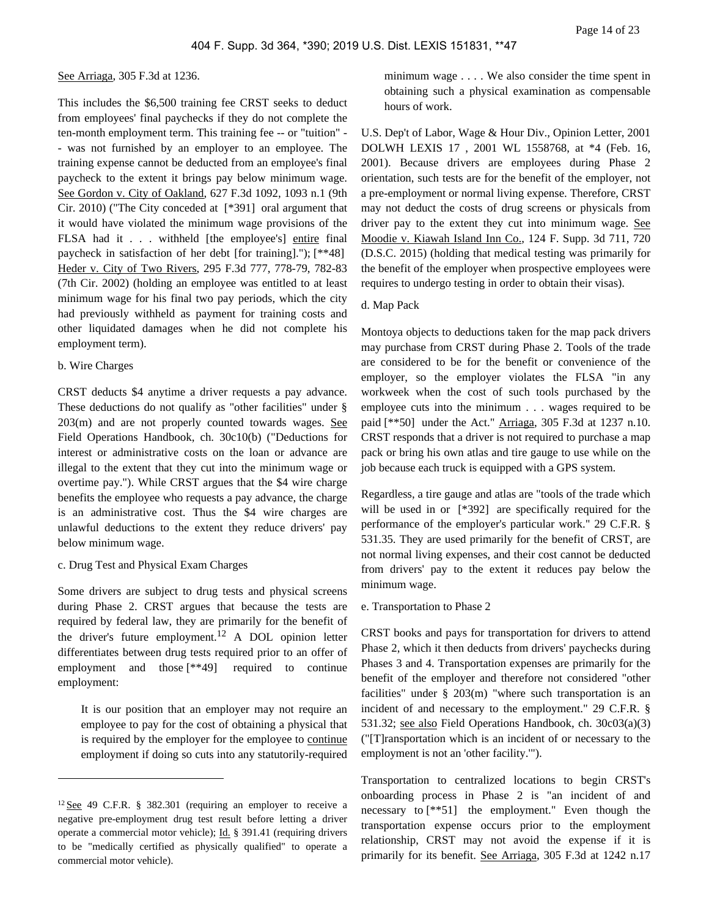See Arriaga, 305 F.3d at 1236.

This includes the $6,500 training fee CRST seeks to deduct from employees' final paychecks if they do not complete the ten-month employment term. This training fee -- or "tuition" -- was not furnished by an employer to an employee. The training expense cannot be deducted from an employee's final paycheck to the extent it brings pay below minimum wage. See Gordon v. City of Oakland, 627 F.3d 1092, 1093 n.1 (9th Cir. 2010) ("The City conceded at [*391] oral argument that it would have violated the minimum wage provisions of the FLSA had it . . . withheld [the employee's] entire final paycheck in satisfaction of her debt [for training]."); [**48] Heder v. City of Two Rivers, 295 F.3d 777, 778-79, 782-83 (7th Cir. 2002) (holding an employee was entitled to at least minimum wage for his final two pay periods, which the city had previously withheld as payment for training costs and other liquidated damages when he did not complete his employment term).

b. Wire Charges

CRST deducts $4 anytime a driver requests a pay advance. These deductions do not qualify as "other facilities" under § 203(m) and are not properly counted towards wages. See Field Operations Handbook, ch. 30c10(b) ("Deductions for interest or administrative costs on the loan or advance are illegal to the extent that they cut into the minimum wage or overtime pay."). While CRST argues that the $4 wire charge benefits the employee who requests a pay advance, the charge is an administrative cost. Thus the $4 wire charges are unlawful deductions to the extent they reduce drivers' pay below minimum wage.

c. Drug Test and Physical Exam Charges

Some drivers are subject to drug tests and physical screens during Phase 2. CRST argues that because the tests are required by federal law, they are primarily for the benefit of the driver's future employment.[12] A DOL opinion letter differentiates between drug tests required prior to an offer of employment and those [**49] required to continue employment:

> It is our position that an employer may not require an employee to pay for the cost of obtaining a physical that is required by the employer for the employee to continue employment if doing so cuts into any statutorily-required minimum wage . . . . We also consider the time spent in obtaining such a physical examination as compensable hours of work.

U.S. Dep't of Labor, Wage & Hour Div., Opinion Letter, 2001 DOLWH LEXIS 17 , 2001 WL 1558768, at *4 (Feb. 16, 2001). Because drivers are employees during Phase 2 orientation, such tests are for the benefit of the employer, not a pre-employment or normal living expense. Therefore, CRST may not deduct the costs of drug screens or physicals from driver pay to the extent they cut into minimum wage. See Moodie v. Kiawah Island Inn Co., 124 F. Supp. 3d 711, 720 (D.S.C. 2015) (holding that medical testing was primarily for the benefit of the employer when prospective employees were requires to undergo testing in order to obtain their visas).

d. Map Pack

Montoya objects to deductions taken for the map pack drivers may purchase from CRST during Phase 2. Tools of the trade are considered to be for the benefit or convenience of the employer, so the employer violates the FLSA "in any workweek when the cost of such tools purchased by the employee cuts into the minimum . . . wages required to be paid [**50] under the Act." Arriaga, 305 F.3d at 1237 n.10. CRST responds that a driver is not required to purchase a map pack or bring his own atlas and tire gauge to use while on the job because each truck is equipped with a GPS system.

Regardless, a tire gauge and atlas are "tools of the trade which will be used in or [*392] are specifically required for the performance of the employer's particular work." 29 C.F.R. § 531.35. They are used primarily for the benefit of CRST, are not normal living expenses, and their cost cannot be deducted from drivers' pay to the extent it reduces pay below the minimum wage.

e. Transportation to Phase 2

CRST books and pays for transportation for drivers to attend Phase 2, which it then deducts from drivers' paychecks during Phases 3 and 4. Transportation expenses are primarily for the benefit of the employer and therefore not considered "other facilities" under § 203(m) "where such transportation is an incident of and necessary to the employment." 29 C.F.R. § 531.32; see also Field Operations Handbook, ch. 30c03(a)(3) ("[T]ransportation which is an incident of or necessary to the employment is not an 'other facility.'").

Transportation to centralized locations to begin CRST's onboarding process in Phase 2 is "an incident of and necessary to [**51] the employment." Even though the transportation expense occurs prior to the employment relationship, CRST may not avoid the expense if it is primarily for its benefit. See Arriaga, 305 F.3d at 1242 n.17

[12] See 49 C.F.R. § 382.301 (requiring an employer to receive a negative pre-employment drug test result before letting a driver operate a commercial motor vehicle); Id. § 391.41 (requiring drivers to be "medically certified as physically qualified" to operate a commercial motor vehicle).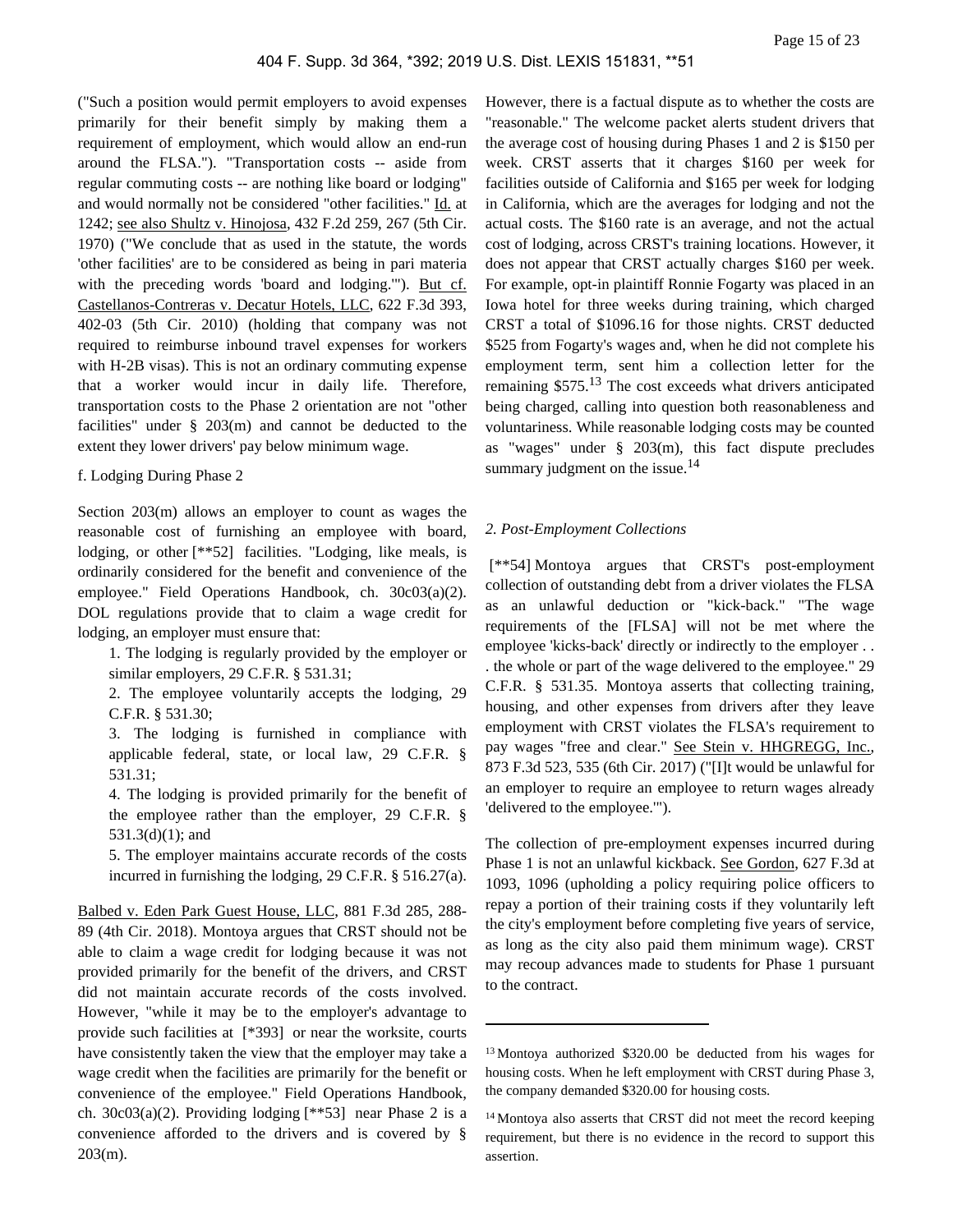("Such a position would permit employers to avoid expenses primarily for their benefit simply by making them a requirement of employment, which would allow an end-run around the FLSA."). "Transportation costs -- aside from regular commuting costs -- are nothing like board or lodging" and would normally not be considered "other facilities." Id. at 1242; see also Shultz v. Hinojosa, 432 F.2d 259, 267 (5th Cir. 1970) ("We conclude that as used in the statute, the words 'other facilities' are to be considered as being in pari materia with the preceding words 'board and lodging.'"). But cf. Castellanos-Contreras v. Decatur Hotels, LLC, 622 F.3d 393, 402-03 (5th Cir. 2010) (holding that company was not required to reimburse inbound travel expenses for workers with H-2B visas). This is not an ordinary commuting expense that a worker would incur in daily life. Therefore, transportation costs to the Phase 2 orientation are not "other facilities" under § 203(m) and cannot be deducted to the extent they lower drivers' pay below minimum wage.

f. Lodging During Phase 2

Section 203(m) allows an employer to count as wages the reasonable cost of furnishing an employee with board, lodging, or other [**52] facilities. "Lodging, like meals, is ordinarily considered for the benefit and convenience of the employee." Field Operations Handbook, ch. 30c03(a)(2). DOL regulations provide that to claim a wage credit for lodging, an employer must ensure that:

> 1. The lodging is regularly provided by the employer or similar employers, 29 C.F.R. § 531.31;
>
> 2. The employee voluntarily accepts the lodging, 29 C.F.R. § 531.30;
>
> 3. The lodging is furnished in compliance with applicable federal, state, or local law, 29 C.F.R. § 531.31;
>
> 4. The lodging is provided primarily for the benefit of the employee rather than the employer, 29 C.F.R. § 531.3(d)(1); and
>
> 5. The employer maintains accurate records of the costs incurred in furnishing the lodging, 29 C.F.R. § 516.27(a).

Balbed v. Eden Park Guest House, LLC, 881 F.3d 285, 288-89 (4th Cir. 2018). Montoya argues that CRST should not be able to claim a wage credit for lodging because it was not provided primarily for the benefit of the drivers, and CRST did not maintain accurate records of the costs involved. However, "while it may be to the employer's advantage to provide such facilities at [*393] or near the worksite, courts have consistently taken the view that the employer may take a wage credit when the facilities are primarily for the benefit or convenience of the employee." Field Operations Handbook, ch. 30c03(a)(2). Providing lodging [**53] near Phase 2 is a convenience afforded to the drivers and is covered by § 203(m).

However, there is a factual dispute as to whether the costs are "reasonable." The welcome packet alerts student drivers that the average cost of housing during Phases 1 and 2 is $150 per week. CRST asserts that it charges $160 per week for facilities outside of California and $165 per week for lodging in California, which are the averages for lodging and not the actual costs. The $160 rate is an average, and not the actual cost of lodging, across CRST's training locations. However, it does not appear that CRST actually charges $160 per week. For example, opt-in plaintiff Ronnie Fogarty was placed in an Iowa hotel for three weeks during training, which charged CRST a total of $1096.16 for those nights. CRST deducted $525 from Fogarty's wages and, when he did not complete his employment term, sent him a collection letter for the remaining $575.[13] The cost exceeds what drivers anticipated being charged, calling into question both reasonableness and voluntariness. While reasonable lodging costs may be counted as "wages" under § 203(m), this fact dispute precludes summary judgment on the issue.[14]

*2. Post-Employment Collections*

[**54] Montoya argues that CRST's post-employment collection of outstanding debt from a driver violates the FLSA as an unlawful deduction or "kick-back." "The wage requirements of the [FLSA] will not be met where the employee 'kicks-back' directly or indirectly to the employer . . . the whole or part of the wage delivered to the employee." 29 C.F.R. § 531.35. Montoya asserts that collecting training, housing, and other expenses from drivers after they leave employment with CRST violates the FLSA's requirement to pay wages "free and clear." See Stein v. HHGREGG, Inc., 873 F.3d 523, 535 (6th Cir. 2017) ("[I]t would be unlawful for an employer to require an employee to return wages already 'delivered to the employee.'").

The collection of pre-employment expenses incurred during Phase 1 is not an unlawful kickback. See Gordon, 627 F.3d at 1093, 1096 (upholding a policy requiring police officers to repay a portion of their training costs if they voluntarily left the city's employment before completing five years of service, as long as the city also paid them minimum wage). CRST may recoup advances made to students for Phase 1 pursuant to the contract.

---

[13] Montoya authorized $320.00 be deducted from his wages for housing costs. When he left employment with CRST during Phase 3, the company demanded $320.00 for housing costs.

[14] Montoya also asserts that CRST did not meet the record keeping requirement, but there is no evidence in the record to support this assertion.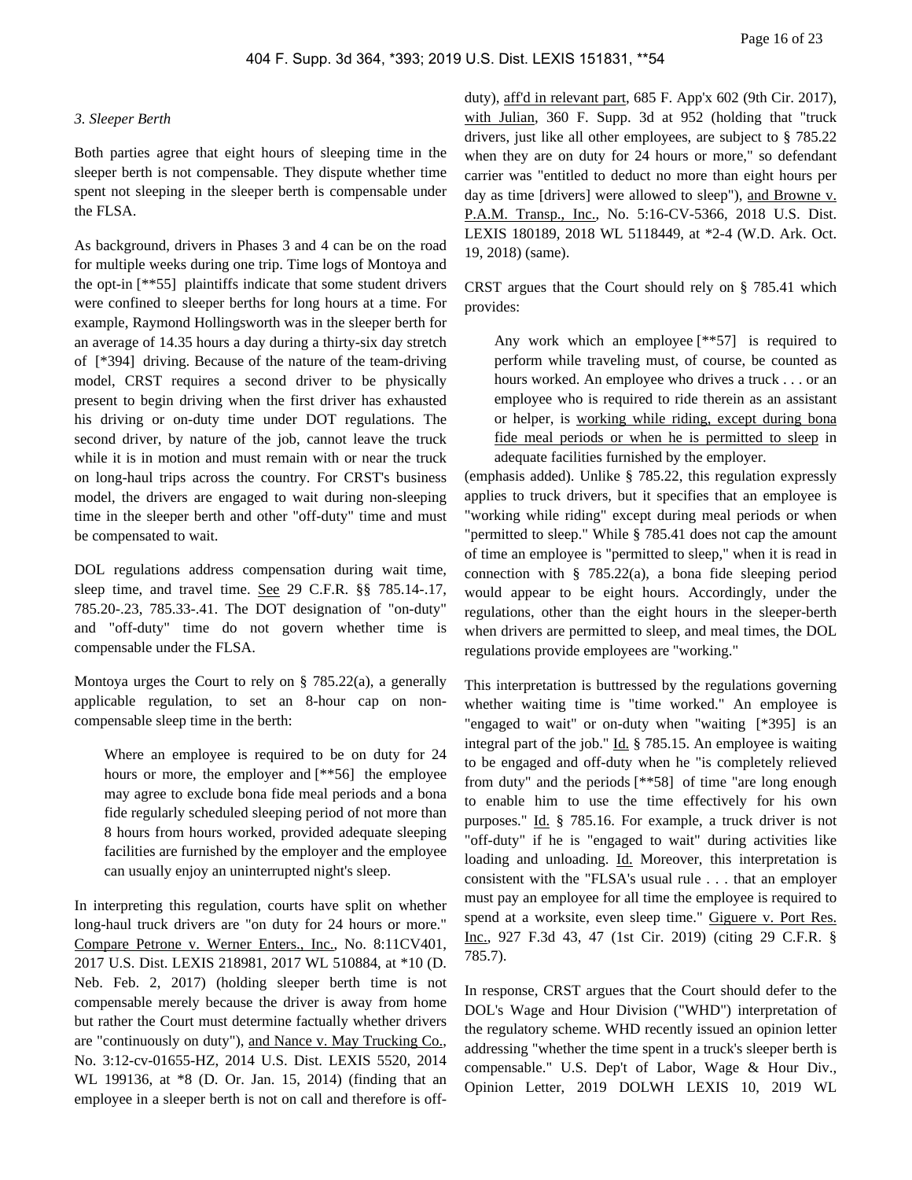*3. Sleeper Berth*

Both parties agree that eight hours of sleeping time in the sleeper berth is not compensable. They dispute whether time spent not sleeping in the sleeper berth is compensable under the FLSA.

As background, drivers in Phases 3 and 4 can be on the road for multiple weeks during one trip. Time logs of Montoya and the opt-in [**55] plaintiffs indicate that some student drivers were confined to sleeper berths for long hours at a time. For example, Raymond Hollingsworth was in the sleeper berth for an average of 14.35 hours a day during a thirty-six day stretch of [*394] driving. Because of the nature of the team-driving model, CRST requires a second driver to be physically present to begin driving when the first driver has exhausted his driving or on-duty time under DOT regulations. The second driver, by nature of the job, cannot leave the truck while it is in motion and must remain with or near the truck on long-haul trips across the country. For CRST's business model, the drivers are engaged to wait during non-sleeping time in the sleeper berth and other "off-duty" time and must be compensated to wait.

DOL regulations address compensation during wait time, sleep time, and travel time. See 29 C.F.R. §§ 785.14-.17, 785.20-.23, 785.33-.41. The DOT designation of "on-duty" and "off-duty" time do not govern whether time is compensable under the FLSA.

Montoya urges the Court to rely on § 785.22(a), a generally applicable regulation, to set an 8-hour cap on non-compensable sleep time in the berth:

> Where an employee is required to be on duty for 24 hours or more, the employer and [**56] the employee may agree to exclude bona fide meal periods and a bona fide regularly scheduled sleeping period of not more than 8 hours from hours worked, provided adequate sleeping facilities are furnished by the employer and the employee can usually enjoy an uninterrupted night's sleep.

In interpreting this regulation, courts have split on whether long-haul truck drivers are "on duty for 24 hours or more." Compare Petrone v. Werner Enters., Inc., No. 8:11CV401, 2017 U.S. Dist. LEXIS 218981, 2017 WL 510884, at *10 (D. Neb. Feb. 2, 2017) (holding sleeper berth time is not compensable merely because the driver is away from home but rather the Court must determine factually whether drivers are "continuously on duty"), and Nance v. May Trucking Co., No. 3:12-cv-01655-HZ, 2014 U.S. Dist. LEXIS 5520, 2014 WL 199136, at *8 (D. Or. Jan. 15, 2014) (finding that an employee in a sleeper berth is not on call and therefore is off-duty), aff'd in relevant part, 685 F. App'x 602 (9th Cir. 2017), with Julian, 360 F. Supp. 3d at 952 (holding that "truck drivers, just like all other employees, are subject to § 785.22 when they are on duty for 24 hours or more," so defendant carrier was "entitled to deduct no more than eight hours per day as time [drivers] were allowed to sleep"), and Browne v. P.A.M. Transp., Inc., No. 5:16-CV-5366, 2018 U.S. Dist. LEXIS 180189, 2018 WL 5118449, at *2-4 (W.D. Ark. Oct. 19, 2018) (same).

CRST argues that the Court should rely on § 785.41 which provides:

> Any work which an employee [**57] is required to perform while traveling must, of course, be counted as hours worked. An employee who drives a truck . . . or an employee who is required to ride therein as an assistant or helper, is working while riding, except during bona fide meal periods or when he is permitted to sleep in adequate facilities furnished by the employer.

(emphasis added). Unlike § 785.22, this regulation expressly applies to truck drivers, but it specifies that an employee is "working while riding" except during meal periods or when "permitted to sleep." While § 785.41 does not cap the amount of time an employee is "permitted to sleep," when it is read in connection with § 785.22(a), a bona fide sleeping period would appear to be eight hours. Accordingly, under the regulations, other than the eight hours in the sleeper-berth when drivers are permitted to sleep, and meal times, the DOL regulations provide employees are "working."

This interpretation is buttressed by the regulations governing whether waiting time is "time worked." An employee is "engaged to wait" or on-duty when "waiting [*395] is an integral part of the job." Id. § 785.15. An employee is waiting to be engaged and off-duty when he "is completely relieved from duty" and the periods [**58] of time "are long enough to enable him to use the time effectively for his own purposes." Id. § 785.16. For example, a truck driver is not "off-duty" if he is "engaged to wait" during activities like loading and unloading. Id. Moreover, this interpretation is consistent with the "FLSA's usual rule . . . that an employer must pay an employee for all time the employee is required to spend at a worksite, even sleep time." Giguere v. Port Res. Inc., 927 F.3d 43, 47 (1st Cir. 2019) (citing 29 C.F.R. § 785.7).

In response, CRST argues that the Court should defer to the DOL's Wage and Hour Division ("WHD") interpretation of the regulatory scheme. WHD recently issued an opinion letter addressing "whether the time spent in a truck's sleeper berth is compensable." U.S. Dep't of Labor, Wage & Hour Div., Opinion Letter, 2019 DOLWH LEXIS 10, 2019 WL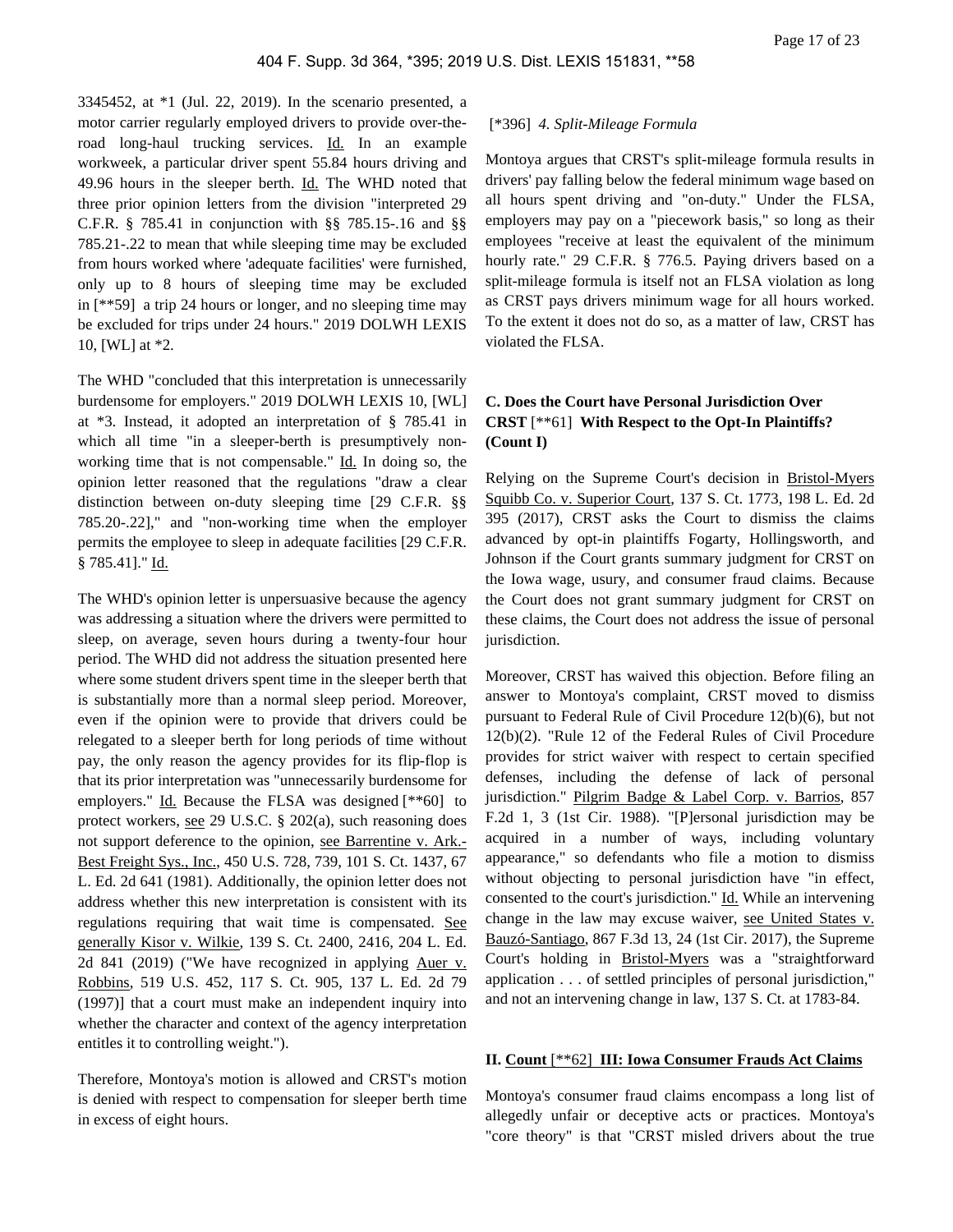3345452, at *1 (Jul. 22, 2019). In the scenario presented, a motor carrier regularly employed drivers to provide over-the-road long-haul trucking services. Id. In an example workweek, a particular driver spent 55.84 hours driving and 49.96 hours in the sleeper berth. Id. The WHD noted that three prior opinion letters from the division "interpreted 29 C.F.R. § 785.41 in conjunction with §§ 785.15-.16 and §§ 785.21-.22 to mean that while sleeping time may be excluded from hours worked where 'adequate facilities' were furnished, only up to 8 hours of sleeping time may be excluded in [**59] a trip 24 hours or longer, and no sleeping time may be excluded for trips under 24 hours." 2019 DOLWH LEXIS 10, [WL] at *2.

The WHD "concluded that this interpretation is unnecessarily burdensome for employers." 2019 DOLWH LEXIS 10, [WL] at *3. Instead, it adopted an interpretation of § 785.41 in which all time "in a sleeper-berth is presumptively non-working time that is not compensable." Id. In doing so, the opinion letter reasoned that the regulations "draw a clear distinction between on-duty sleeping time [29 C.F.R. §§ 785.20-.22]," and "non-working time when the employer permits the employee to sleep in adequate facilities [29 C.F.R. § 785.41]." Id.

The WHD's opinion letter is unpersuasive because the agency was addressing a situation where the drivers were permitted to sleep, on average, seven hours during a twenty-four hour period. The WHD did not address the situation presented here where some student drivers spent time in the sleeper berth that is substantially more than a normal sleep period. Moreover, even if the opinion were to provide that drivers could be relegated to a sleeper berth for long periods of time without pay, the only reason the agency provides for its flip-flop is that its prior interpretation was "unnecessarily burdensome for employers." Id. Because the FLSA was designed [**60] to protect workers, see 29 U.S.C. § 202(a), such reasoning does not support deference to the opinion, see Barrentine v. Ark.-Best Freight Sys., Inc., 450 U.S. 728, 739, 101 S. Ct. 1437, 67 L. Ed. 2d 641 (1981). Additionally, the opinion letter does not address whether this new interpretation is consistent with its regulations requiring that wait time is compensated. See generally Kisor v. Wilkie, 139 S. Ct. 2400, 2416, 204 L. Ed. 2d 841 (2019) ("We have recognized in applying Auer v. Robbins, 519 U.S. 452, 117 S. Ct. 905, 137 L. Ed. 2d 79 (1997)] that a court must make an independent inquiry into whether the character and context of the agency interpretation entitles it to controlling weight.").

Therefore, Montoya's motion is allowed and CRST's motion is denied with respect to compensation for sleeper berth time in excess of eight hours.

[*396] *4. Split-Mileage Formula*

Montoya argues that CRST's split-mileage formula results in drivers' pay falling below the federal minimum wage based on all hours spent driving and "on-duty." Under the FLSA, employers may pay on a "piecework basis," so long as their employees "receive at least the equivalent of the minimum hourly rate." 29 C.F.R. § 776.5. Paying drivers based on a split-mileage formula is itself not an FLSA violation as long as CRST pays drivers minimum wage for all hours worked. To the extent it does not do so, as a matter of law, CRST has violated the FLSA.

### C. Does the Court have Personal Jurisdiction Over CRST [**61] With Respect to the Opt-In Plaintiffs? (Count I)

Relying on the Supreme Court's decision in Bristol-Myers Squibb Co. v. Superior Court, 137 S. Ct. 1773, 198 L. Ed. 2d 395 (2017), CRST asks the Court to dismiss the claims advanced by opt-in plaintiffs Fogarty, Hollingsworth, and Johnson if the Court grants summary judgment for CRST on the Iowa wage, usury, and consumer fraud claims. Because the Court does not grant summary judgment for CRST on these claims, the Court does not address the issue of personal jurisdiction.

Moreover, CRST has waived this objection. Before filing an answer to Montoya's complaint, CRST moved to dismiss pursuant to Federal Rule of Civil Procedure 12(b)(6), but not 12(b)(2). "Rule 12 of the Federal Rules of Civil Procedure provides for strict waiver with respect to certain specified defenses, including the defense of lack of personal jurisdiction." Pilgrim Badge & Label Corp. v. Barrios, 857 F.2d 1, 3 (1st Cir. 1988). "[P]ersonal jurisdiction may be acquired in a number of ways, including voluntary appearance," so defendants who file a motion to dismiss without objecting to personal jurisdiction have "in effect, consented to the court's jurisdiction." Id. While an intervening change in the law may excuse waiver, see United States v. Bauzó-Santiago, 867 F.3d 13, 24 (1st Cir. 2017), the Supreme Court's holding in Bristol-Myers was a "straightforward application . . . of settled principles of personal jurisdiction," and not an intervening change in law, 137 S. Ct. at 1783-84.

## II. Count [**62] III: Iowa Consumer Frauds Act Claims

Montoya's consumer fraud claims encompass a long list of allegedly unfair or deceptive acts or practices. Montoya's "core theory" is that "CRST misled drivers about the true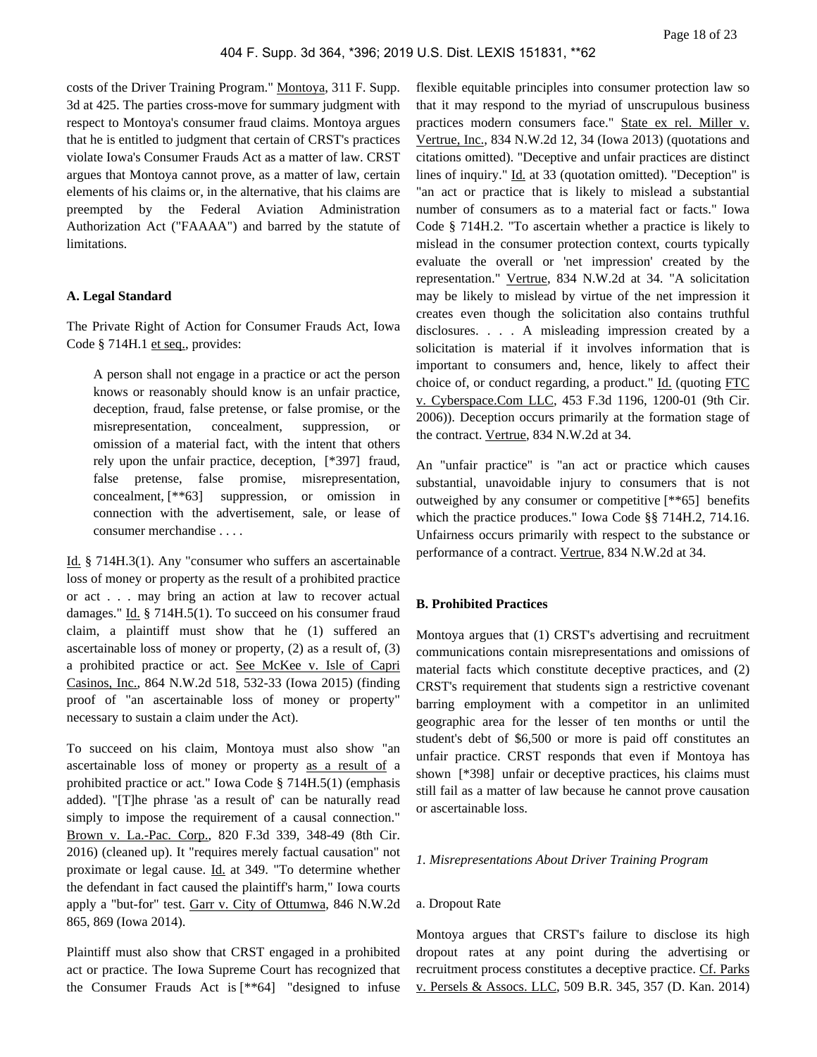costs of the Driver Training Program." Montoya, 311 F. Supp. 3d at 425. The parties cross-move for summary judgment with respect to Montoya's consumer fraud claims. Montoya argues that he is entitled to judgment that certain of CRST's practices violate Iowa's Consumer Frauds Act as a matter of law. CRST argues that Montoya cannot prove, as a matter of law, certain elements of his claims or, in the alternative, that his claims are preempted by the Federal Aviation Administration Authorization Act ("FAAAA") and barred by the statute of limitations.

**A. Legal Standard**

The Private Right of Action for Consumer Frauds Act, Iowa Code § 714H.1 et seq., provides:

> A person shall not engage in a practice or act the person knows or reasonably should know is an unfair practice, deception, fraud, false pretense, or false promise, or the misrepresentation, concealment, suppression, or omission of a material fact, with the intent that others rely upon the unfair practice, deception, [*397] fraud, false pretense, false promise, misrepresentation, concealment, [**63] suppression, or omission in connection with the advertisement, sale, or lease of consumer merchandise . . . .

Id. § 714H.3(1). Any "consumer who suffers an ascertainable loss of money or property as the result of a prohibited practice or act . . . may bring an action at law to recover actual damages." Id. § 714H.5(1). To succeed on his consumer fraud claim, a plaintiff must show that he (1) suffered an ascertainable loss of money or property, (2) as a result of, (3) a prohibited practice or act. See McKee v. Isle of Capri Casinos, Inc., 864 N.W.2d 518, 532-33 (Iowa 2015) (finding proof of "an ascertainable loss of money or property" necessary to sustain a claim under the Act).

To succeed on his claim, Montoya must also show "an ascertainable loss of money or property as a result of a prohibited practice or act." Iowa Code § 714H.5(1) (emphasis added). "[T]he phrase 'as a result of' can be naturally read simply to impose the requirement of a causal connection." Brown v. La.-Pac. Corp., 820 F.3d 339, 348-49 (8th Cir. 2016) (cleaned up). It "requires merely factual causation" not proximate or legal cause. Id. at 349. "To determine whether the defendant in fact caused the plaintiff's harm," Iowa courts apply a "but-for" test. Garr v. City of Ottumwa, 846 N.W.2d 865, 869 (Iowa 2014).

Plaintiff must also show that CRST engaged in a prohibited act or practice. The Iowa Supreme Court has recognized that the Consumer Frauds Act is [**64] "designed to infuse flexible equitable principles into consumer protection law so that it may respond to the myriad of unscrupulous business practices modern consumers face." State ex rel. Miller v. Vertrue, Inc., 834 N.W.2d 12, 34 (Iowa 2013) (quotations and citations omitted). "Deceptive and unfair practices are distinct lines of inquiry." Id. at 33 (quotation omitted). "Deception" is "an act or practice that is likely to mislead a substantial number of consumers as to a material fact or facts." Iowa Code § 714H.2. "To ascertain whether a practice is likely to mislead in the consumer protection context, courts typically evaluate the overall or 'net impression' created by the representation." Vertrue, 834 N.W.2d at 34. "A solicitation may be likely to mislead by virtue of the net impression it creates even though the solicitation also contains truthful disclosures. . . . A misleading impression created by a solicitation is material if it involves information that is important to consumers and, hence, likely to affect their choice of, or conduct regarding, a product." Id. (quoting FTC v. Cyberspace.Com LLC, 453 F.3d 1196, 1200-01 (9th Cir. 2006)). Deception occurs primarily at the formation stage of the contract. Vertrue, 834 N.W.2d at 34.

An "unfair practice" is "an act or practice which causes substantial, unavoidable injury to consumers that is not outweighed by any consumer or competitive [**65] benefits which the practice produces." Iowa Code §§ 714H.2, 714.16. Unfairness occurs primarily with respect to the substance or performance of a contract. Vertrue, 834 N.W.2d at 34.

**B. Prohibited Practices**

Montoya argues that (1) CRST's advertising and recruitment communications contain misrepresentations and omissions of material facts which constitute deceptive practices, and (2) CRST's requirement that students sign a restrictive covenant barring employment with a competitor in an unlimited geographic area for the lesser of ten months or until the student's debt of $6,500 or more is paid off constitutes an unfair practice. CRST responds that even if Montoya has shown [*398] unfair or deceptive practices, his claims must still fail as a matter of law because he cannot prove causation or ascertainable loss.

*1. Misrepresentations About Driver Training Program*

a. Dropout Rate

Montoya argues that CRST's failure to disclose its high dropout rates at any point during the advertising or recruitment process constitutes a deceptive practice. Cf. Parks v. Persels & Assocs. LLC, 509 B.R. 345, 357 (D. Kan. 2014)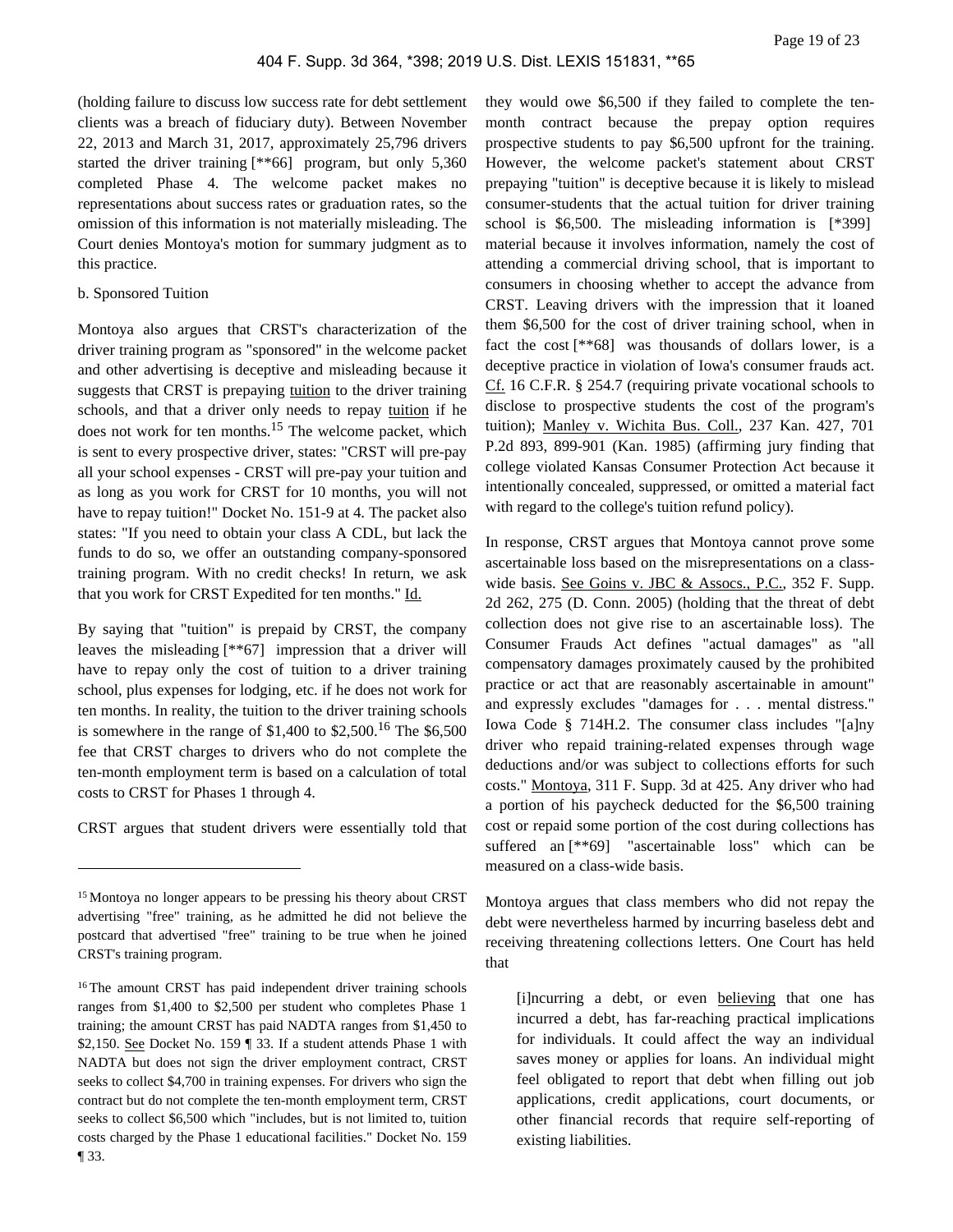(holding failure to discuss low success rate for debt settlement clients was a breach of fiduciary duty). Between November 22, 2013 and March 31, 2017, approximately 25,796 drivers started the driver training [**66] program, but only 5,360 completed Phase 4. The welcome packet makes no representations about success rates or graduation rates, so the omission of this information is not materially misleading. The Court denies Montoya's motion for summary judgment as to this practice.

b. Sponsored Tuition

Montoya also argues that CRST's characterization of the driver training program as "sponsored" in the welcome packet and other advertising is deceptive and misleading because it suggests that CRST is prepaying tuition to the driver training schools, and that a driver only needs to repay tuition if he does not work for ten months.[15] The welcome packet, which is sent to every prospective driver, states: "CRST will pre-pay all your school expenses - CRST will pre-pay your tuition and as long as you work for CRST for 10 months, you will not have to repay tuition!" Docket No. 151-9 at 4. The packet also states: "If you need to obtain your class A CDL, but lack the funds to do so, we offer an outstanding company-sponsored training program. With no credit checks! In return, we ask that you work for CRST Expedited for ten months." Id.

By saying that "tuition" is prepaid by CRST, the company leaves the misleading [**67] impression that a driver will have to repay only the cost of tuition to a driver training school, plus expenses for lodging, etc. if he does not work for ten months. In reality, the tuition to the driver training schools is somewhere in the range of $1,400 to $2,500.[16] The $6,500 fee that CRST charges to drivers who do not complete the ten-month employment term is based on a calculation of total costs to CRST for Phases 1 through 4.

CRST argues that student drivers were essentially told that they would owe $6,500 if they failed to complete the ten-month contract because the prepay option requires prospective students to pay $6,500 upfront for the training. However, the welcome packet's statement about CRST prepaying "tuition" is deceptive because it is likely to mislead consumer-students that the actual tuition for driver training school is $6,500. The misleading information is [*399] material because it involves information, namely the cost of attending a commercial driving school, that is important to consumers in choosing whether to accept the advance from CRST. Leaving drivers with the impression that it loaned them $6,500 for the cost of driver training school, when in fact the cost [**68] was thousands of dollars lower, is a deceptive practice in violation of Iowa's consumer frauds act. Cf. 16 C.F.R. § 254.7 (requiring private vocational schools to disclose to prospective students the cost of the program's tuition); Manley v. Wichita Bus. Coll., 237 Kan. 427, 701 P.2d 893, 899-901 (Kan. 1985) (affirming jury finding that college violated Kansas Consumer Protection Act because it intentionally concealed, suppressed, or omitted a material fact with regard to the college's tuition refund policy).

In response, CRST argues that Montoya cannot prove some ascertainable loss based on the misrepresentations on a class-wide basis. See Goins v. JBC & Assocs., P.C., 352 F. Supp. 2d 262, 275 (D. Conn. 2005) (holding that the threat of debt collection does not give rise to an ascertainable loss). The Consumer Frauds Act defines "actual damages" as "all compensatory damages proximately caused by the prohibited practice or act that are reasonably ascertainable in amount" and expressly excludes "damages for . . . mental distress." Iowa Code § 714H.2. The consumer class includes "[a]ny driver who repaid training-related expenses through wage deductions and/or was subject to collections efforts for such costs." Montoya, 311 F. Supp. 3d at 425. Any driver who had a portion of his paycheck deducted for the $6,500 training cost or repaid some portion of the cost during collections has suffered an [**69] "ascertainable loss" which can be measured on a class-wide basis.

Montoya argues that class members who did not repay the debt were nevertheless harmed by incurring baseless debt and receiving threatening collections letters. One Court has held that

> [i]ncurring a debt, or even believing that one has incurred a debt, has far-reaching practical implications for individuals. It could affect the way an individual saves money or applies for loans. An individual might feel obligated to report that debt when filling out job applications, credit applications, court documents, or other financial records that require self-reporting of existing liabilities.

---

[15] Montoya no longer appears to be pressing his theory about CRST advertising "free" training, as he admitted he did not believe the postcard that advertised "free" training to be true when he joined CRST's training program.

[16] The amount CRST has paid independent driver training schools ranges from $1,400 to $2,500 per student who completes Phase 1 training; the amount CRST has paid NADTA ranges from $1,450 to $2,150. See Docket No. 159 ¶ 33. If a student attends Phase 1 with NADTA but does not sign the driver employment contract, CRST seeks to collect $4,700 in training expenses. For drivers who sign the contract but do not complete the ten-month employment term, CRST seeks to collect $6,500 which "includes, but is not limited to, tuition costs charged by the Phase 1 educational facilities." Docket No. 159 ¶ 33.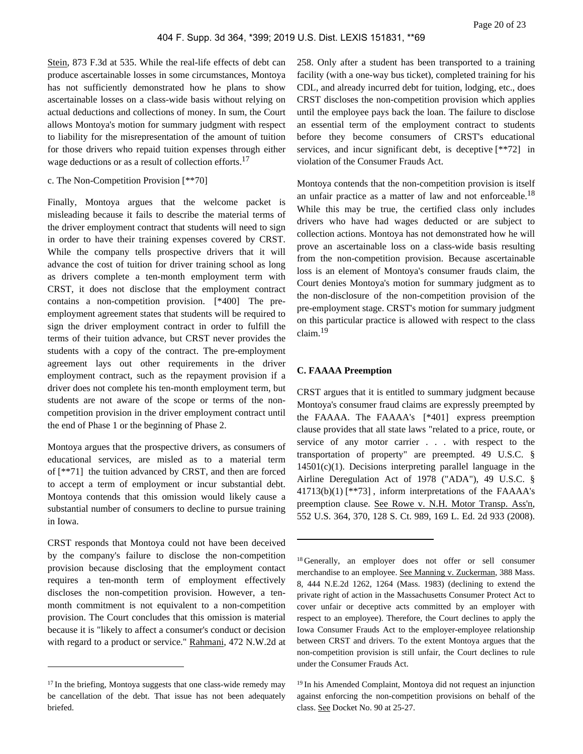Stein, 873 F.3d at 535. While the real-life effects of debt can produce ascertainable losses in some circumstances, Montoya has not sufficiently demonstrated how he plans to show ascertainable losses on a class-wide basis without relying on actual deductions and collections of money. In sum, the Court allows Montoya's motion for summary judgment with respect to liability for the misrepresentation of the amount of tuition for those drivers who repaid tuition expenses through either wage deductions or as a result of collection efforts.[17]

c. The Non-Competition Provision [**70]

Finally, Montoya argues that the welcome packet is misleading because it fails to describe the material terms of the driver employment contract that students will need to sign in order to have their training expenses covered by CRST. While the company tells prospective drivers that it will advance the cost of tuition for driver training school as long as drivers complete a ten-month employment term with CRST, it does not disclose that the employment contract contains a non-competition provision. [*400] The pre-employment agreement states that students will be required to sign the driver employment contract in order to fulfill the terms of their tuition advance, but CRST never provides the students with a copy of the contract. The pre-employment agreement lays out other requirements in the driver employment contract, such as the repayment provision if a driver does not complete his ten-month employment term, but students are not aware of the scope or terms of the non-competition provision in the driver employment contract until the end of Phase 1 or the beginning of Phase 2.

Montoya argues that the prospective drivers, as consumers of educational services, are misled as to a material term of [**71] the tuition advanced by CRST, and then are forced to accept a term of employment or incur substantial debt. Montoya contends that this omission would likely cause a substantial number of consumers to decline to pursue training in Iowa.

CRST responds that Montoya could not have been deceived by the company's failure to disclose the non-competition provision because disclosing that the employment contact requires a ten-month term of employment effectively discloses the non-competition provision. However, a ten-month commitment is not equivalent to a non-competition provision. The Court concludes that this omission is material because it is "likely to affect a consumer's conduct or decision with regard to a product or service." Rahmani, 472 N.W.2d at 258. Only after a student has been transported to a training facility (with a one-way bus ticket), completed training for his CDL, and already incurred debt for tuition, lodging, etc., does CRST discloses the non-competition provision which applies until the employee pays back the loan. The failure to disclose an essential term of the employment contract to students before they become consumers of CRST's educational services, and incur significant debt, is deceptive [**72] in violation of the Consumer Frauds Act.

Montoya contends that the non-competition provision is itself an unfair practice as a matter of law and not enforceable.[18] While this may be true, the certified class only includes drivers who have had wages deducted or are subject to collection actions. Montoya has not demonstrated how he will prove an ascertainable loss on a class-wide basis resulting from the non-competition provision. Because ascertainable loss is an element of Montoya's consumer frauds claim, the Court denies Montoya's motion for summary judgment as to the non-disclosure of the non-competition provision of the pre-employment stage. CRST's motion for summary judgment on this particular practice is allowed with respect to the class claim.[19]

### C. FAAAA Preemption

CRST argues that it is entitled to summary judgment because Montoya's consumer fraud claims are expressly preempted by the FAAAA. The FAAAA's [*401] express preemption clause provides that all state laws "related to a price, route, or service of any motor carrier . . . with respect to the transportation of property" are preempted. 49 U.S.C. § 14501(c)(1). Decisions interpreting parallel language in the Airline Deregulation Act of 1978 ("ADA"), 49 U.S.C. § 41713(b)(1) [**73], inform interpretations of the FAAAA's preemption clause. See Rowe v. N.H. Motor Transp. Ass'n, 552 U.S. 364, 370, 128 S. Ct. 989, 169 L. Ed. 2d 933 (2008).

---

[17] In the briefing, Montoya suggests that one class-wide remedy may be cancellation of the debt. That issue has not been adequately briefed.

[18] Generally, an employer does not offer or sell consumer merchandise to an employee. See Manning v. Zuckerman, 388 Mass. 8, 444 N.E.2d 1262, 1264 (Mass. 1983) (declining to extend the private right of action in the Massachusetts Consumer Protect Act to cover unfair or deceptive acts committed by an employer with respect to an employee). Therefore, the Court declines to apply the Iowa Consumer Frauds Act to the employer-employee relationship between CRST and drivers. To the extent Montoya argues that the non-competition provision is still unfair, the Court declines to rule under the Consumer Frauds Act.

[19] In his Amended Complaint, Montoya did not request an injunction against enforcing the non-competition provisions on behalf of the class. See Docket No. 90 at 25-27.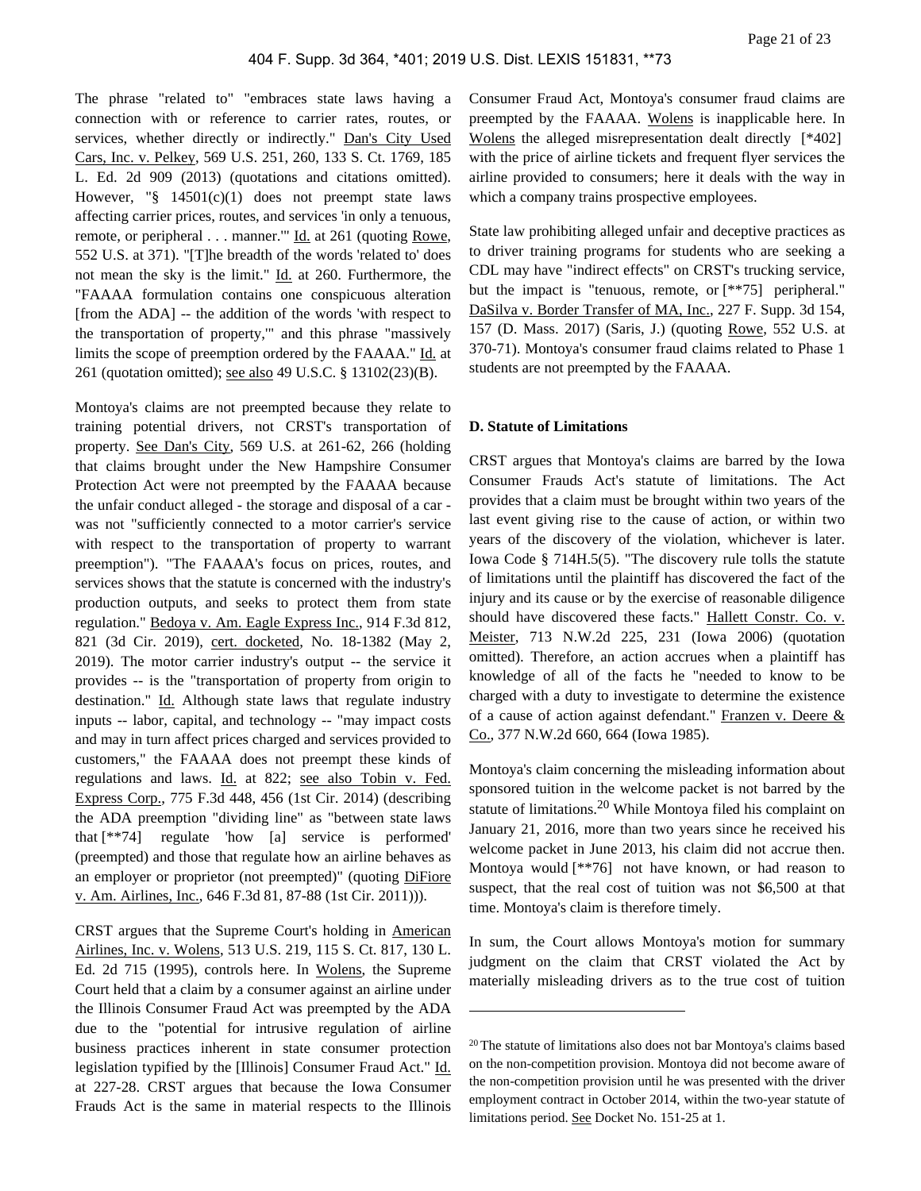The phrase "related to" "embraces state laws having a connection with or reference to carrier rates, routes, or services, whether directly or indirectly." Dan's City Used Cars, Inc. v. Pelkey, 569 U.S. 251, 260, 133 S. Ct. 1769, 185 L. Ed. 2d 909 (2013) (quotations and citations omitted). However, "§ 14501(c)(1) does not preempt state laws affecting carrier prices, routes, and services 'in only a tenuous, remote, or peripheral . . . manner.'" Id. at 261 (quoting Rowe, 552 U.S. at 371). "[T]he breadth of the words 'related to' does not mean the sky is the limit." Id. at 260. Furthermore, the "FAAAA formulation contains one conspicuous alteration [from the ADA] -- the addition of the words 'with respect to the transportation of property,'" and this phrase "massively limits the scope of preemption ordered by the FAAAA." Id. at 261 (quotation omitted); see also 49 U.S.C. § 13102(23)(B).

Montoya's claims are not preempted because they relate to training potential drivers, not CRST's transportation of property. See Dan's City, 569 U.S. at 261-62, 266 (holding that claims brought under the New Hampshire Consumer Protection Act were not preempted by the FAAAA because the unfair conduct alleged - the storage and disposal of a car - was not "sufficiently connected to a motor carrier's service with respect to the transportation of property to warrant preemption"). "The FAAAA's focus on prices, routes, and services shows that the statute is concerned with the industry's production outputs, and seeks to protect them from state regulation." Bedoya v. Am. Eagle Express Inc., 914 F.3d 812, 821 (3d Cir. 2019), cert. docketed, No. 18-1382 (May 2, 2019). The motor carrier industry's output -- the service it provides -- is the "transportation of property from origin to destination." Id. Although state laws that regulate industry inputs -- labor, capital, and technology -- "may impact costs and may in turn affect prices charged and services provided to customers," the FAAAA does not preempt these kinds of regulations and laws. Id. at 822; see also Tobin v. Fed. Express Corp., 775 F.3d 448, 456 (1st Cir. 2014) (describing the ADA preemption "dividing line" as "between state laws that [**74] regulate 'how [a] service is performed' (preempted) and those that regulate how an airline behaves as an employer or proprietor (not preempted)" (quoting DiFiore v. Am. Airlines, Inc., 646 F.3d 81, 87-88 (1st Cir. 2011))).

CRST argues that the Supreme Court's holding in American Airlines, Inc. v. Wolens, 513 U.S. 219, 115 S. Ct. 817, 130 L. Ed. 2d 715 (1995), controls here. In Wolens, the Supreme Court held that a claim by a consumer against an airline under the Illinois Consumer Fraud Act was preempted by the ADA due to the "potential for intrusive regulation of airline business practices inherent in state consumer protection legislation typified by the [Illinois] Consumer Fraud Act." Id. at 227-28. CRST argues that because the Iowa Consumer Frauds Act is the same in material respects to the Illinois Consumer Fraud Act, Montoya's consumer fraud claims are preempted by the FAAAA. Wolens is inapplicable here. In Wolens the alleged misrepresentation dealt directly [*402] with the price of airline tickets and frequent flyer services the airline provided to consumers; here it deals with the way in which a company trains prospective employees.

State law prohibiting alleged unfair and deceptive practices as to driver training programs for students who are seeking a CDL may have "indirect effects" on CRST's trucking service, but the impact is "tenuous, remote, or [**75] peripheral." DaSilva v. Border Transfer of MA, Inc., 227 F. Supp. 3d 154, 157 (D. Mass. 2017) (Saris, J.) (quoting Rowe, 552 U.S. at 370-71). Montoya's consumer fraud claims related to Phase 1 students are not preempted by the FAAAA.

### D. Statute of Limitations

CRST argues that Montoya's claims are barred by the Iowa Consumer Frauds Act's statute of limitations. The Act provides that a claim must be brought within two years of the last event giving rise to the cause of action, or within two years of the discovery of the violation, whichever is later. Iowa Code § 714H.5(5). "The discovery rule tolls the statute of limitations until the plaintiff has discovered the fact of the injury and its cause or by the exercise of reasonable diligence should have discovered these facts." Hallett Constr. Co. v. Meister, 713 N.W.2d 225, 231 (Iowa 2006) (quotation omitted). Therefore, an action accrues when a plaintiff has knowledge of all of the facts he "needed to know to be charged with a duty to investigate to determine the existence of a cause of action against defendant." Franzen v. Deere & Co., 377 N.W.2d 660, 664 (Iowa 1985).

Montoya's claim concerning the misleading information about sponsored tuition in the welcome packet is not barred by the statute of limitations.[20] While Montoya filed his complaint on January 21, 2016, more than two years since he received his welcome packet in June 2013, his claim did not accrue then. Montoya would [**76] not have known, or had reason to suspect, that the real cost of tuition was not $6,500 at that time. Montoya's claim is therefore timely.

In sum, the Court allows Montoya's motion for summary judgment on the claim that CRST violated the Act by materially misleading drivers as to the true cost of tuition

---

[20] The statute of limitations also does not bar Montoya's claims based on the non-competition provision. Montoya did not become aware of the non-competition provision until he was presented with the driver employment contract in October 2014, within the two-year statute of limitations period. See Docket No. 151-25 at 1.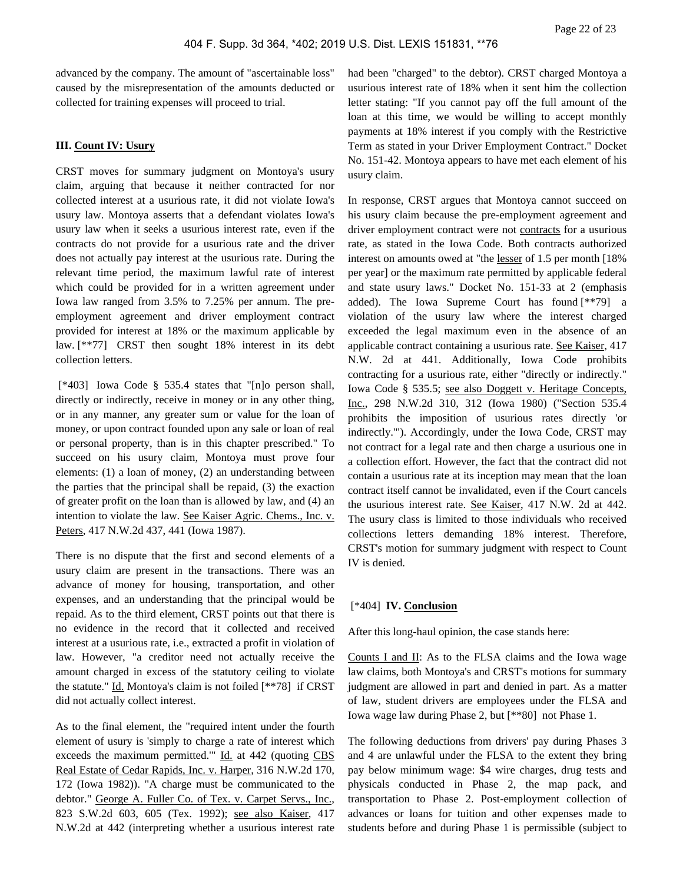advanced by the company. The amount of "ascertainable loss" caused by the misrepresentation of the amounts deducted or collected for training expenses will proceed to trial.

### III. Count IV: Usury

CRST moves for summary judgment on Montoya's usury claim, arguing that because it neither contracted for nor collected interest at a usurious rate, it did not violate Iowa's usury law. Montoya asserts that a defendant violates Iowa's usury law when it seeks a usurious interest rate, even if the contracts do not provide for a usurious rate and the driver does not actually pay interest at the usurious rate. During the relevant time period, the maximum lawful rate of interest which could be provided for in a written agreement under Iowa law ranged from 3.5% to 7.25% per annum. The pre-employment agreement and driver employment contract provided for interest at 18% or the maximum applicable by law. [**77] CRST then sought 18% interest in its debt collection letters.

[*403] Iowa Code § 535.4 states that "[n]o person shall, directly or indirectly, receive in money or in any other thing, or in any manner, any greater sum or value for the loan of money, or upon contract founded upon any sale or loan of real or personal property, than is in this chapter prescribed." To succeed on his usury claim, Montoya must prove four elements: (1) a loan of money, (2) an understanding between the parties that the principal shall be repaid, (3) the exaction of greater profit on the loan than is allowed by law, and (4) an intention to violate the law. See Kaiser Agric. Chems., Inc. v. Peters, 417 N.W.2d 437, 441 (Iowa 1987).

There is no dispute that the first and second elements of a usury claim are present in the transactions. There was an advance of money for housing, transportation, and other expenses, and an understanding that the principal would be repaid. As to the third element, CRST points out that there is no evidence in the record that it collected and received interest at a usurious rate, i.e., extracted a profit in violation of law. However, "a creditor need not actually receive the amount charged in excess of the statutory ceiling to violate the statute." Id. Montoya's claim is not foiled [**78] if CRST did not actually collect interest.

As to the final element, the "required intent under the fourth element of usury is 'simply to charge a rate of interest which exceeds the maximum permitted.'" Id. at 442 (quoting CBS Real Estate of Cedar Rapids, Inc. v. Harper, 316 N.W.2d 170, 172 (Iowa 1982)). "A charge must be communicated to the debtor." George A. Fuller Co. of Tex. v. Carpet Servs., Inc., 823 S.W.2d 603, 605 (Tex. 1992); see also Kaiser, 417 N.W.2d at 442 (interpreting whether a usurious interest rate had been "charged" to the debtor). CRST charged Montoya a usurious interest rate of 18% when it sent him the collection letter stating: "If you cannot pay off the full amount of the loan at this time, we would be willing to accept monthly payments at 18% interest if you comply with the Restrictive Term as stated in your Driver Employment Contract." Docket No. 151-42. Montoya appears to have met each element of his usury claim.

In response, CRST argues that Montoya cannot succeed on his usury claim because the pre-employment agreement and driver employment contract were not contracts for a usurious rate, as stated in the Iowa Code. Both contracts authorized interest on amounts owed at "the lesser of 1.5 per month [18% per year] or the maximum rate permitted by applicable federal and state usury laws." Docket No. 151-33 at 2 (emphasis added). The Iowa Supreme Court has found [**79] a violation of the usury law where the interest charged exceeded the legal maximum even in the absence of an applicable contract containing a usurious rate. See Kaiser, 417 N.W. 2d at 441. Additionally, Iowa Code prohibits contracting for a usurious rate, either "directly or indirectly." Iowa Code § 535.5; see also Doggett v. Heritage Concepts, Inc., 298 N.W.2d 310, 312 (Iowa 1980) ("Section 535.4 prohibits the imposition of usurious rates directly 'or indirectly.'"). Accordingly, under the Iowa Code, CRST may not contract for a legal rate and then charge a usurious one in a collection effort. However, the fact that the contract did not contain a usurious rate at its inception may mean that the loan contract itself cannot be invalidated, even if the Court cancels the usurious interest rate. See Kaiser, 417 N.W. 2d at 442. The usury class is limited to those individuals who received collections letters demanding 18% interest. Therefore, CRST's motion for summary judgment with respect to Count IV is denied.

### [*404] IV. Conclusion

After this long-haul opinion, the case stands here:

Counts I and II: As to the FLSA claims and the Iowa wage law claims, both Montoya's and CRST's motions for summary judgment are allowed in part and denied in part. As a matter of law, student drivers are employees under the FLSA and Iowa wage law during Phase 2, but [**80] not Phase 1.

The following deductions from drivers' pay during Phases 3 and 4 are unlawful under the FLSA to the extent they bring pay below minimum wage: $4 wire charges, drug tests and physicals conducted in Phase 2, the map pack, and transportation to Phase 2. Post-employment collection of advances or loans for tuition and other expenses made to students before and during Phase 1 is permissible (subject to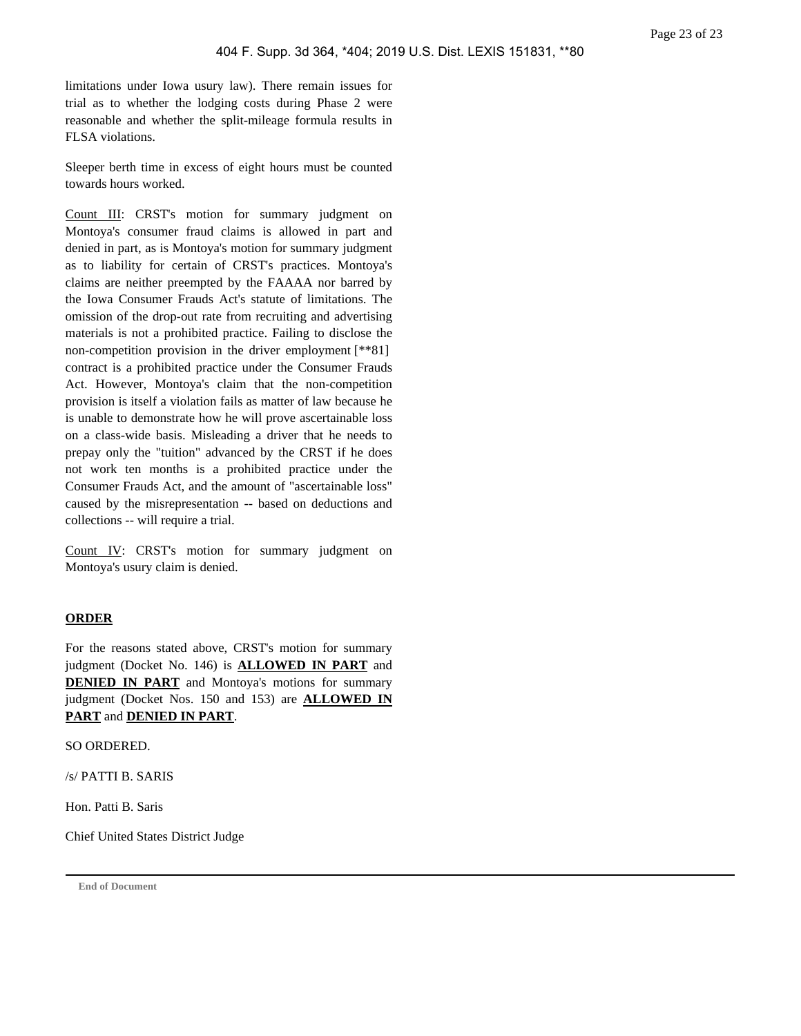limitations under Iowa usury law). There remain issues for trial as to whether the lodging costs during Phase 2 were reasonable and whether the split-mileage formula results in FLSA violations.

Sleeper berth time in excess of eight hours must be counted towards hours worked.

Count III: CRST's motion for summary judgment on Montoya's consumer fraud claims is allowed in part and denied in part, as is Montoya's motion for summary judgment as to liability for certain of CRST's practices. Montoya's claims are neither preempted by the FAAAA nor barred by the Iowa Consumer Frauds Act's statute of limitations. The omission of the drop-out rate from recruiting and advertising materials is not a prohibited practice. Failing to disclose the non-competition provision in the driver employment [**81] contract is a prohibited practice under the Consumer Frauds Act. However, Montoya's claim that the non-competition provision is itself a violation fails as matter of law because he is unable to demonstrate how he will prove ascertainable loss on a class-wide basis. Misleading a driver that he needs to prepay only the "tuition" advanced by the CRST if he does not work ten months is a prohibited practice under the Consumer Frauds Act, and the amount of "ascertainable loss" caused by the misrepresentation -- based on deductions and collections -- will require a trial.

Count IV: CRST's motion for summary judgment on Montoya's usury claim is denied.

**ORDER**

For the reasons stated above, CRST's motion for summary judgment (Docket No. 146) is **ALLOWED IN PART** and **DENIED IN PART** and Montoya's motions for summary judgment (Docket Nos. 150 and 153) are **ALLOWED IN PART** and **DENIED IN PART**.

SO ORDERED.

/s/ PATTI B. SARIS

Hon. Patti B. Saris

Chief United States District Judge

End of Document